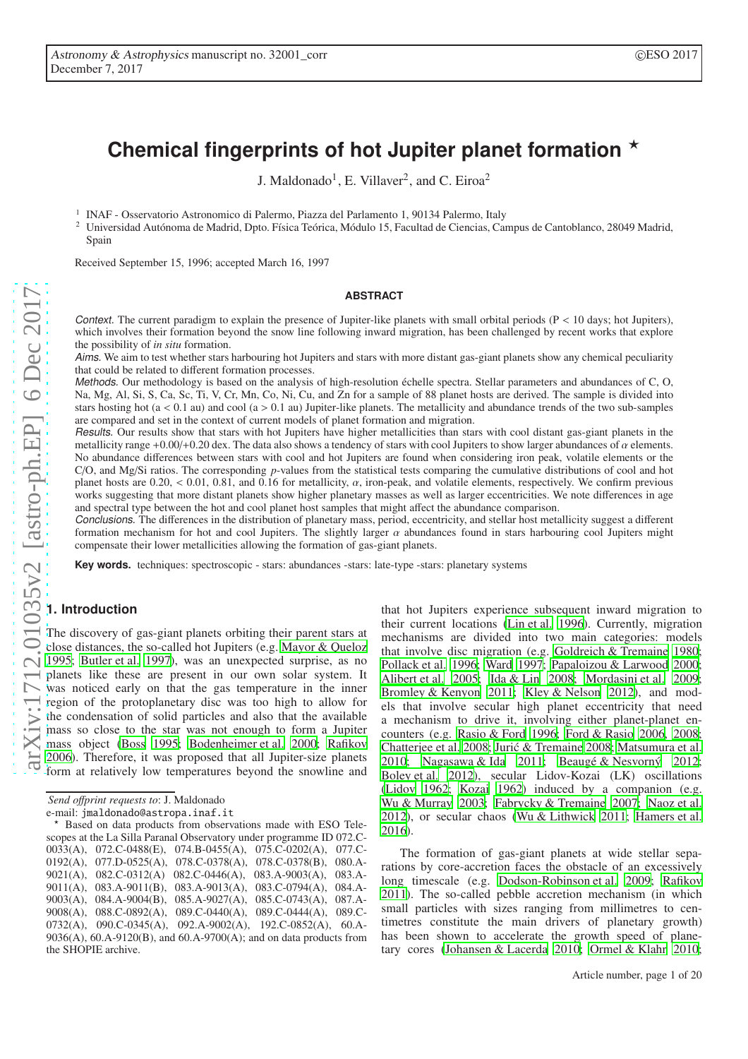# Chemical fingerprints of hot Jupiter planet formation ⋆

J. Maldonado[1], E. Villaver[2], and C. Eiroa[2]

[1] INAF - Osservatorio Astronomico di Palermo, Piazza del Parlamento 1, 90134 Palermo, Italy
[2] Universidad Autónoma de Madrid, Dpto. Física Teórica, Módulo 15, Facultad de Ciencias, Campus de Cantoblanco, 28049 Madrid, Spain

Received September 15, 1996; accepted March 16, 1997

## ABSTRACT

*Context.* The current paradigm to explain the presence of Jupiter-like planets with small orbital periods (P < 10 days; hot Jupiters), which involves their formation beyond the snow line following inward migration, has been challenged by recent works that explore the possibility of *in situ* formation.

*Aims.* We aim to test whether stars harbouring hot Jupiters and stars with more distant gas-giant planets show any chemical peculiarity that could be related to different formation processes.

*Methods.* Our methodology is based on the analysis of high-resolution échelle spectra. Stellar parameters and abundances of C, O, Na, Mg, Al, Si, S, Ca, Sc, Ti, V, Cr, Mn, Co, Ni, Cu, and Zn for a sample of 88 planet hosts are derived. The sample is divided into stars hosting hot (a < 0.1 au) and cool (a > 0.1 au) Jupiter-like planets. The metallicity and abundance trends of the two sub-samples are compared and set in the context of current models of planet formation and migration.

*Results.* Our results show that stars with hot Jupiters have higher metallicities than stars with cool distant gas-giant planets in the metallicity range +0.00/+0.20 dex. The data also shows a tendency of stars with cool Jupiters to show larger abundances of $\alpha$ elements. No abundance differences between stars with cool and hot Jupiters are found when considering iron peak, volatile elements or the C/O, and Mg/Si ratios. The corresponding $p$-values from the statistical tests comparing the cumulative distributions of cool and hot planet hosts are 0.20, < 0.01, 0.81, and 0.16 for metallicity, $\alpha$, iron-peak, and volatile elements, respectively. We confirm previous works suggesting that more distant planets show higher planetary masses as well as larger eccentricities. We note differences in age and spectral type between the hot and cool planet host samples that might affect the abundance comparison.

*Conclusions.* The differences in the distribution of planetary mass, period, eccentricity, and stellar host metallicity suggest a different formation mechanism for hot and cool Jupiters. The slightly larger $\alpha$ abundances found in stars harbouring cool Jupiters might compensate their lower metallicities allowing the formation of gas-giant planets.

**Key words.** techniques: spectroscopic - stars: abundances -stars: late-type -stars: planetary systems

## 1. Introduction

The discovery of gas-giant planets orbiting their parent stars at close distances, the so-called hot Jupiters (e.g. Mayor & Queloz 1995; Butler et al. 1997), was an unexpected surprise, as no planets like these are present in our own solar system. It was noticed early on that the gas temperature in the inner region of the protoplanetary disc was too high to allow for the condensation of solid particles and also that the available mass so close to the star was not enough to form a Jupiter mass object (Boss 1995; Bodenheimer et al. 2000; Rafikov 2006). Therefore, it was proposed that all Jupiter-size planets form at relatively low temperatures beyond the snowline and that hot Jupiters experience subsequent inward migration to their current locations (Lin et al. 1996). Currently, migration mechanisms are divided into two main categories: models that involve disc migration (e.g. Goldreich & Tremaine 1980; Pollack et al. 1996; Ward 1997; Papaloizou & Larwood 2000; Alibert et al. 2005; Ida & Lin 2008; Mordasini et al. 2009; Bromley & Kenyon 2011; Kley & Nelson 2012), and models that involve secular high planet eccentricity that need a mechanism to drive it, involving either planet-planet encounters (e.g. Rasio & Ford 1996; Ford & Rasio 2006, 2008; Chatterjee et al. 2008; Jurić & Tremaine 2008; Matsumura et al. 2010; Nagasawa & Ida 2011; Beaugé & Nesvorný 2012; Boley et al. 2012), secular Lidov-Kozai (LK) oscillations (Lidov 1962; Kozai 1962) induced by a companion (e.g. Wu & Murray 2003; Fabrycky & Tremaine 2007; Naoz et al. 2012), or secular chaos (Wu & Lithwick 2011; Hamers et al. 2016).

The formation of gas-giant planets at wide stellar separations by core-accretion faces the obstacle of an excessively long timescale (e.g. Dodson-Robinson et al. 2009; Rafikov 2011). The so-called pebble accretion mechanism (in which small particles with sizes ranging from millimetres to centimetres constitute the main drivers of planetary growth) has been shown to accelerate the growth speed of planetary cores (Johansen & Lacerda 2010; Ormel & Klahr 2010;

---

*Send offprint requests to*: J. Maldonado
e-mail: jmaldonado@astropa.inaf.it

⋆ Based on data products from observations made with ESO Telescopes at the La Silla Paranal Observatory under programme ID 072.C-0033(A), 072.C-0488(E), 074.B-0455(A), 075.C-0202(A), 077.C-0192(A), 077.D-0525(A), 078.C-0378(A), 078.C-0378(B), 080.A-9021(A), 082.C-0312(A) 082.C-0446(A), 083.A-9003(A), 083.A-9011(A), 083.A-9011(B), 083.A-9013(A), 083.C-0794(A), 084.A-9003(A), 084.A-9004(B), 085.A-9027(A), 085.C-0743(A), 087.A-9008(A), 088.C-0892(A), 089.C-0440(A), 089.C-0444(A), 089.C-0732(A), 090.C-0345(A), 092.A-9002(A), 192.C-0852(A), 60.A-9036(A), 60.A-9120(B), and 60.A-9700(A); and on data products from the SHOPIE archive.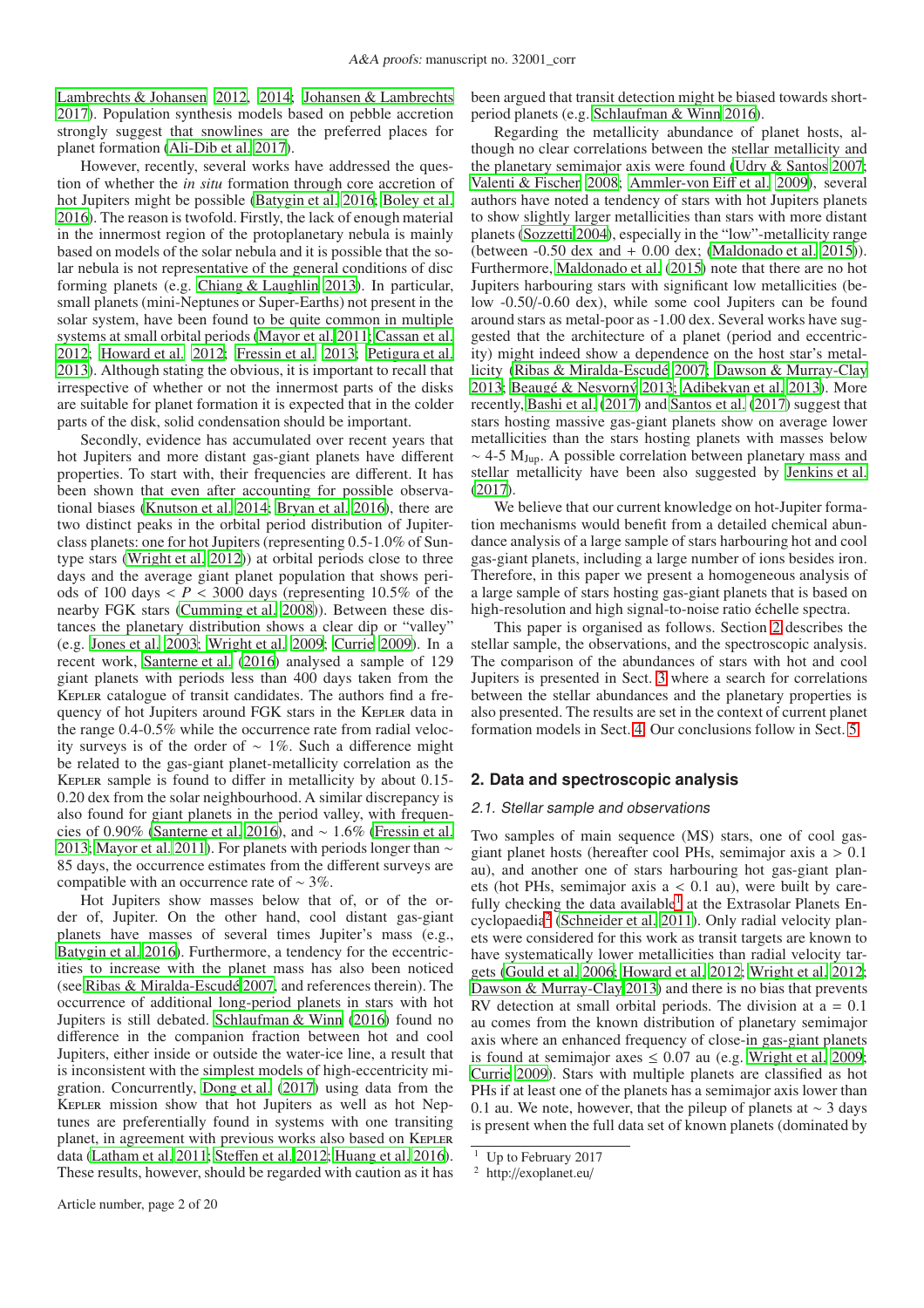Lambrechts & Johansen 2012, 2014; Johansen & Lambrechts 2017). Population synthesis models based on pebble accretion strongly suggest that snowlines are the preferred places for planet formation (Ali-Dib et al. 2017).

However, recently, several works have addressed the question of whether the *in situ* formation through core accretion of hot Jupiters might be possible (Batygin et al. 2016; Boley et al. 2016). The reason is twofold. Firstly, the lack of enough material in the innermost region of the protoplanetary nebula is mainly based on models of the solar nebula and it is possible that the solar nebula is not representative of the general conditions of disc forming planets (e.g. Chiang & Laughlin 2013). In particular, small planets (mini-Neptunes or Super-Earths) not present in the solar system, have been found to be quite common in multiple systems at small orbital periods (Mayor et al. 2011; Cassan et al. 2012; Howard et al. 2012; Fressin et al. 2013; Petigura et al. 2013). Although stating the obvious, it is important to recall that irrespective of whether or not the innermost parts of the disks are suitable for planet formation it is expected that in the colder parts of the disk, solid condensation should be important.

Secondly, evidence has accumulated over recent years that hot Jupiters and more distant gas-giant planets have different properties. To start with, their frequencies are different. It has been shown that even after accounting for possible observational biases (Knutson et al. 2014; Bryan et al. 2016), there are two distinct peaks in the orbital period distribution of Jupiter-class planets: one for hot Jupiters (representing 0.5-1.0% of Sun-type stars (Wright et al. 2012)) at orbital periods close to three days and the average giant planet population that shows periods of 100 days $< P <$ 3000 days (representing 10.5% of the nearby FGK stars (Cumming et al. 2008)). Between these distances the planetary distribution shows a clear dip or "valley" (e.g. Jones et al. 2003; Wright et al. 2009; Currie 2009). In a recent work, Santerne et al. (2016) analysed a sample of 129 giant planets with periods less than 400 days taken from the Kepler catalogue of transit candidates. The authors find a frequency of hot Jupiters around FGK stars in the Kepler data in the range 0.4-0.5% while the occurrence rate from radial velocity surveys is of the order of $\sim$ 1%. Such a difference might be related to the gas-giant planet-metallicity correlation as the Kepler sample is found to differ in metallicity by about 0.15-0.20 dex from the solar neighbourhood. A similar discrepancy is also found for giant planets in the period valley, with frequencies of 0.90% (Santerne et al. 2016), and $\sim$ 1.6% (Fressin et al. 2013; Mayor et al. 2011). For planets with periods longer than $\sim$ 85 days, the occurrence estimates from the different surveys are compatible with an occurrence rate of $\sim$ 3%.

Hot Jupiters show masses below that of, or of the order of, Jupiter. On the other hand, cool distant gas-giant planets have masses of several times Jupiter's mass (e.g., Batygin et al. 2016). Furthermore, a tendency for the eccentricities to increase with the planet mass has also been noticed (see Ribas & Miralda-Escudé 2007, and references therein). The occurrence of additional long-period planets in stars with hot Jupiters is still debated. Schlaufman & Winn (2016) found no difference in the companion fraction between hot and cool Jupiters, either inside or outside the water-ice line, a result that is inconsistent with the simplest models of high-eccentricity migration. Concurrently, Dong et al. (2017) using data from the Kepler mission show that hot Jupiters as well as hot Neptunes are preferentially found in systems with one transiting planet, in agreement with previous works also based on Kepler data (Latham et al. 2011; Steffen et al. 2012; Huang et al. 2016). These results, however, should be regarded with caution as it has been argued that transit detection might be biased towards short-period planets (e.g. Schlaufman & Winn 2016).

Regarding the metallicity abundance of planet hosts, although no clear correlations between the stellar metallicity and the planetary semimajor axis were found (Udry & Santos 2007; Valenti & Fischer 2008; Ammler-von Eiff et al. 2009), several authors have noted a tendency of stars with hot Jupiters planets to show slightly larger metallicities than stars with more distant planets (Sozzetti 2004), especially in the "low"-metallicity range (between -0.50 dex and + 0.00 dex; (Maldonado et al. 2015)). Furthermore, Maldonado et al. (2015) note that there are no hot Jupiters harbouring stars with significant low metallicities (below -0.50/-0.60 dex), while some cool Jupiters can be found around stars as metal-poor as -1.00 dex. Several works have suggested that the architecture of a planet (period and eccentricity) might indeed show a dependence on the host star's metallicity (Ribas & Miralda-Escudé 2007; Dawson & Murray-Clay 2013; Beaugé & Nesvorný 2013; Adibekyan et al. 2013). More recently, Bashi et al. (2017) and Santos et al. (2017) suggest that stars hosting massive gas-giant planets show on average lower metallicities than the stars hosting planets with masses below $\sim$ 4-5 $M_{Jup}$. A possible correlation between planetary mass and stellar metallicity have been also suggested by Jenkins et al. (2017).

We believe that our current knowledge on hot-Jupiter formation mechanisms would benefit from a detailed chemical abundance analysis of a large sample of stars harbouring hot and cool gas-giant planets, including a large number of ions besides iron. Therefore, in this paper we present a homogeneous analysis of a large sample of stars hosting gas-giant planets that is based on high-resolution and high signal-to-noise ratio échelle spectra.

This paper is organised as follows. Section 2 describes the stellar sample, the observations, and the spectroscopic analysis. The comparison of the abundances of stars with hot and cool Jupiters is presented in Sect. 3 where a search for correlations between the stellar abundances and the planetary properties is also presented. The results are set in the context of current planet formation models in Sect. 4. Our conclusions follow in Sect. 5.

## 2. Data and spectroscopic analysis

### 2.1. Stellar sample and observations

Two samples of main sequence (MS) stars, one of cool gas-giant planet hosts (hereafter cool PHs, semimajor axis a > 0.1 au), and another one of stars harbouring hot gas-giant planets (hot PHs, semimajor axis a < 0.1 au), were built by carefully checking the data available[1] at the Extrasolar Planets Encyclopaedia[2] (Schneider et al. 2011). Only radial velocity planets were considered for this work as transit targets are known to have systematically lower metallicities than radial velocity targets (Gould et al. 2006; Howard et al. 2012; Wright et al. 2012; Dawson & Murray-Clay 2013) and there is no bias that prevents RV detection of planets at small orbital periods. The division at a = 0.1 au comes from the known distribution of planetary semimajor axis where an enhanced frequency of close-in gas-giant planets is found at semimajor axes $\leq$ 0.07 au (e.g. Wright et al. 2009; Currie 2009). Stars with multiple planets are classified as hot PHs if at least one of the planets has a semimajor axis lower than 0.1 au. We note, however, that the pileup of planets at $\sim$ 3 days is present when the full data set of known planets (dominated by

[1] Up to February 2017

[2] http://exoplanet.eu/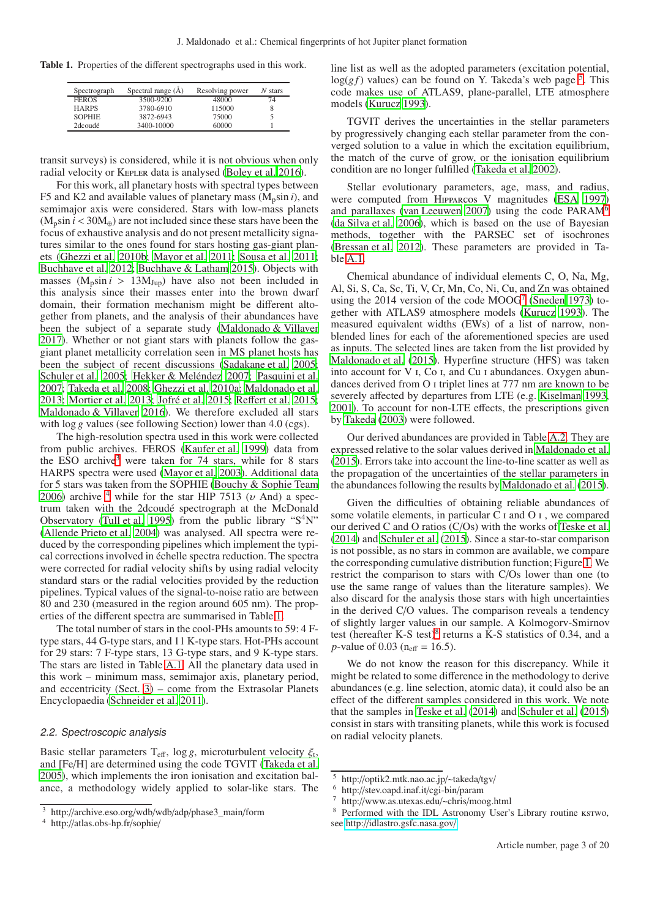**Table 1.** Properties of the different spectrographs used in this work.

| Spectrograph | Spectral range (Å) | Resolving power | *N* stars |
|---|---|---|---|
| FEROS | 3500-9200 | 48000 | 74 |
| HARPS | 3780-6910 | 115000 | 8 |
| SOPHIE | 3872-6943 | 75000 | 5 |
| 2dcoudé | 3400-10000 | 60000 | 1 |

transit surveys) is considered, while it is not obvious when only radial velocity or Kepler data is analysed (Boley et al. 2016).

For this work, all planetary hosts with spectral types between F5 and K2 and available values of planetary mass ($M_p \sin i$), and semimajor axis were considered. Stars with low-mass planets ($M_p \sin i < 30 M_\oplus$) are not included since these stars have been the focus of exhaustive analysis and do not present metallicity signatures similar to the ones found for stars hosting gas-giant planets (Ghezzi et al. 2010b; Mayor et al. 2011; Sousa et al. 2011; Buchhave et al. 2012; Buchhave & Latham 2015). Objects with masses ($M_p \sin i$ > $13 M_{Jup}$) have also not been included in this analysis since their masses enter into the brown dwarf domain, their formation mechanism might be different altogether from planets, and the analysis of their abundances have been the subject of a separate study (Maldonado & Villaver 2017). Whether or not giant stars with planets follow the gas-giant planet metallicity correlation seen in MS planet hosts has been the subject of recent discussions (Sadakane et al. 2005; Schuler et al. 2005; Hekker & Meléndez 2007; Pasquini et al. 2007; Takeda et al. 2008; Ghezzi et al. 2010a; Maldonado et al. 2013; Mortier et al. 2013; Jofré et al. 2015; Reffert et al. 2015; Maldonado & Villaver 2016). We therefore excluded all stars with $\log g$ values (see following Section) lower than 4.0 (cgs).

The high-resolution spectra used in this work were collected from public archives. FEROS (Kaufer et al. 1999) data from the ESO archive[3] were taken for 74 stars, while for 8 stars HARPS spectra were used (Mayor et al. 2003). Additional data for 5 stars was taken from the SOPHIE (Bouchy & Sophie Team 2006) archive [4] while for the star HIP 7513 ($\upsilon$ And) a spectrum taken with the 2dcoudé spectrograph at the McDonald Observatory (Tull et al. 1995) from the public library "S$^4$N" (Allende Prieto et al. 2004) was analysed. All spectra were reduced by the corresponding pipelines which implement the typical corrections involved in échelle spectra reduction. The spectra were corrected for radial velocity shifts by using radial velocity standard stars or the radial velocities provided by the reduction pipelines. Typical values of the signal-to-noise ratio are between 80 and 230 (measured in the region around 605 nm). The properties of the different spectra are summarised in Table 1.

The total number of stars in the cool-PHs amounts to 59: 4 F-type stars, 44 G-type stars, and 11 K-type stars. Hot-PHs account for 29 stars: 7 F-type stars, 13 G-type stars, and 9 K-type stars. The stars are listed in Table A.1. All the planetary data used in this work – minimum mass, semimajor axis, planetary period, and eccentricity (Sect. 3) – come from the Extrasolar Planets Encyclopaedia (Schneider et al. 2011).

### 2.2. Spectroscopic analysis

Basic stellar parameters $T_{\rm eff}$, $\log g$, microturbulent velocity $\xi_t$, and [Fe/H] are determined using the code TGVIT (Takeda et al. 2005), which implements the iron ionisation and excitation balance, a methodology widely applied to solar-like stars. The line list as well as the adopted parameters (excitation potential, $\log(gf)$ values) can be found on Y. Takeda's web page [5]. This code makes use of ATLAS9, plane-parallel, LTE atmosphere models (Kurucz 1993).

TGVIT derives the uncertainties in the stellar parameters by progressively changing each stellar parameter from the converged solution to a value in which the excitation equilibrium, the match of the curve of grow, or the ionisation equilibrium condition are no longer fulfilled (Takeda et al. 2002).

Stellar evolutionary parameters, age, mass, and radius, were computed from Hipparcos V magnitudes (ESA 1997) and parallaxes (van Leeuwen 2007) using the code PARAM[6] (da Silva et al. 2006), which is based on the use of Bayesian methods, together with the PARSEC set of isochrones (Bressan et al. 2012). These parameters are provided in Table A.1.

Chemical abundance of individual elements C, O, Na, Mg, Al, Si, S, Ca, Sc, Ti, V, Cr, Mn, Co, Ni, Cu, and Zn was obtained using the 2014 version of the code MOOG[7] (Sneden 1973) together with ATLAS9 atmosphere models (Kurucz 1993). The measured equivalent widths (EWs) of a list of narrow, non-blended lines for each of the aforementioned species are used as inputs. The selected lines are taken from the list provided by Maldonado et al. (2015). Hyperfine structure (HFS) was taken into account for V I, Co I, and Cu I abundances. Oxygen abundances derived from O I triplet lines at 777 nm are known to be severely affected by departures from LTE (e.g. Kiselman 1993, 2001). To account for non-LTE effects, the prescriptions given by Takeda (2003) were followed.

Our derived abundances are provided in Table A.2. They are expressed relative to the solar values derived in Maldonado et al. (2015). Errors take into account the line-to-line scatter as well as the propagation of the uncertainties of the stellar parameters in the abundances following the results by Maldonado et al. (2015).

Given the difficulties of obtaining reliable abundances of some volatile elements, in particular C I and O I , we compared our derived C and O ratios (C/Os) with the works of Teske et al. (2014) and Schuler et al. (2015). Since a star-to-star comparison is not possible, as no stars in common are available, we compare the corresponding cumulative distribution function; Figure 1. We restrict the comparison to stars with C/Os lower than one (to use the same range of values than the literature samples). We also discard for the analysis those stars with high uncertainties in the derived C/O values. The comparison reveals a tendency of slightly larger values in our sample. A Kolmogorv-Smirnov test (hereafter K-S test)[8] returns a K-S statistics of 0.34, and a $p$-value of 0.03 ($n_{\rm eff}$ = 16.5).

We do not know the reason for this discrepancy. While it might be related to some difference in the methodology to derive abundances (e.g. line selection, atomic data), it could also be an effect of the different samples considered in this work. We note that the samples in Teske et al. (2014) and Schuler et al. (2015) consist in stars with transiting planets, while this work is focused on radial velocity planets.

---

[3] http://archive.eso.org/wdb/wdb/adp/phase3_main/form

[4] http://atlas.obs-hp.fr/sophie/

[5] http://optik2.mtk.nao.ac.jp/~takeda/tgv/

[6] http://stev.oapd.inaf.it/cgi-bin/param

[7] http://www.as.utexas.edu/~chris/moog.html

[8] Performed with the IDL Astronomy User's Library routine kstwo, see http://idlastro.gsfc.nasa.gov/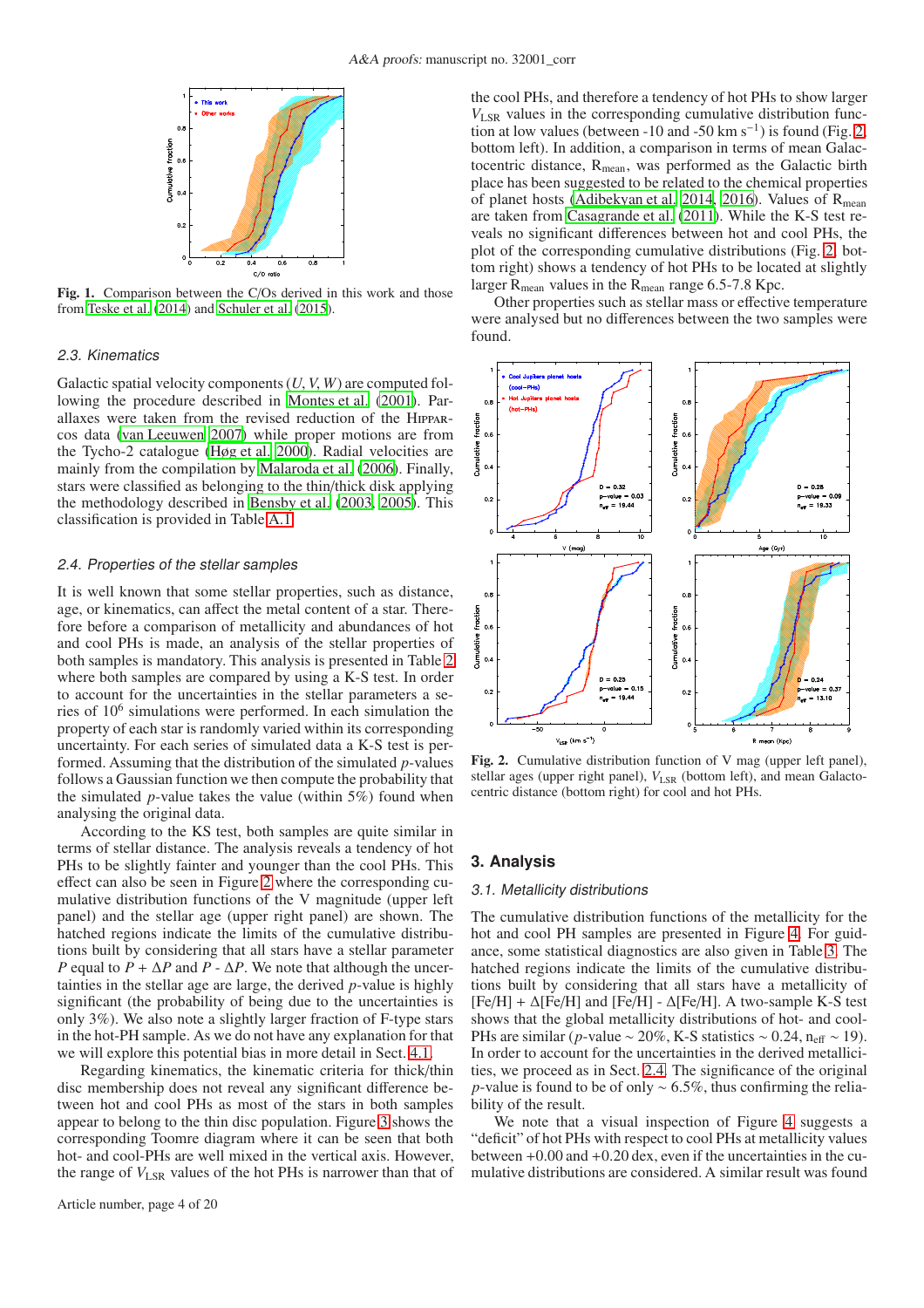Fig. 1. Comparison between the C/Os derived in this work and those from Teske et al. (2014) and Schuler et al. (2015).

### 2.3. Kinematics

Galactic spatial velocity components ($U$, $V$, $W$) are computed following the procedure described in Montes et al. (2001). Parallaxes were taken from the revised reduction of the Hipparcos data (van Leeuwen 2007) while proper motions are from the Tycho-2 catalogue (Høg et al. 2000). Radial velocities are mainly from the compilation by Malaroda et al. (2006). Finally, stars were classified as belonging to the thin/thick disk applying the methodology described in Bensby et al. (2003, 2005). This classification is provided in Table A.1.

### 2.4. Properties of the stellar samples

It is well known that some stellar properties, such as distance, age, or kinematics, can affect the metal content of a star. Therefore before a comparison of metallicity and abundances of hot and cool PHs is made, an analysis of the stellar properties of both samples is mandatory. This analysis is presented in Table 2 where both samples are compared by using a K-S test. In order to account for the uncertainties in the stellar parameters a series of $10^6$ simulations were performed. In each simulation the property of each star is randomly varied within its corresponding uncertainty. For each series of simulated data a K-S test is performed. Assuming that the distribution of the simulated $p$-values follows a Gaussian function we then compute the probability that the simulated $p$-value takes the value (within 5%) found when analysing the original data.

According to the KS test, both samples are quite similar in terms of stellar distance. The analysis reveals a tendency of hot PHs to be slightly fainter and younger than the cool PHs. This effect can also be seen in Figure 2 where the corresponding cumulative distribution functions of the V magnitude (upper left panel) and the stellar age (upper right panel) are shown. The hatched regions indicate the limits of the cumulative distributions built by considering that all stars have a stellar parameter $P$ equal to $P + \Delta P$ and $P$ - $\Delta P$. We note that although the uncertainties in the stellar age are large, the derived $p$-value is highly significant (the probability of being due to the uncertainties is only 3%). We also note a slightly larger fraction of F-type stars in the hot-PH sample. As we do not have any explanation for that we will explore this potential bias in more detail in Sect. 4.1.

Regarding kinematics, the kinematic criteria for thick/thin disc membership does not reveal any significant difference between hot and cool PHs as most of the stars in both samples appear to belong to the thin disc population. Figure 3 shows the corresponding Toomre diagram where it can be seen that both hot- and cool-PHs are well mixed in the vertical axis. However, the range of $V_{\rm LSR}$ values of the hot PHs is narrower than that of the cool PHs, and therefore a tendency of hot PHs to show larger $V_{\rm LSR}$ values in the corresponding cumulative distribution function at low values (between -10 and -50 km s$^{-1}$) is found (Fig. 2, bottom left). In addition, a comparison in terms of mean Galactocentric distance, R$_{\rm mean}$, was performed as the Galactic birth place has been suggested to be related to the chemical properties of planet hosts (Adibekyan et al. 2014, 2016). Values of R$_{\rm mean}$ are taken from Casagrande et al. (2011). While the K-S test reveals no significant differences between hot and cool PHs, the plot of the corresponding cumulative distributions (Fig. 2, bottom right) shows a tendency of hot PHs to be located at slightly larger R$_{\rm mean}$ values in the R$_{\rm mean}$ range 6.5-7.8 Kpc.

Other properties such as stellar mass or effective temperature were analysed but no differences between the two samples were found.

Fig. 2. Cumulative distribution function of V mag (upper left panel), stellar ages (upper right panel), $V_{\rm LSR}$ (bottom left), and mean Galactocentric distance (bottom right) for cool and hot PHs.

## 3. Analysis

### 3.1. Metallicity distributions

The cumulative distribution functions of the metallicity for the hot and cool PH samples are presented in Figure 4. For guidance, some statistical diagnostics are also given in Table 3. The hatched regions indicate the limits of the cumulative distributions built by considering that all stars have a metallicity [Fe/H] + $\Delta$[Fe/H] and [Fe/H] - $\Delta$[Fe/H]. A two-sample K-S test shows that the global metallicity distributions of hot- and cool-PHs are similar ($p$-value ~ 20%, K-S statistics ~ 0.24, n$_{\rm eff}$ ~ 19). In order to account for the uncertainties in the derived metallicities, we proceed as in Sect. 2.4. The significance of the original $p$-value is found to be of only ~ 6.5%, thus confirming the reliability of the result.

We note that a visual inspection of Figure 4 suggests a "deficit" of hot PHs with respect to cool PHs at metallicity values between +0.00 and +0.20 dex, even if the uncertainties in the cumulative distributions are considered. A similar result was found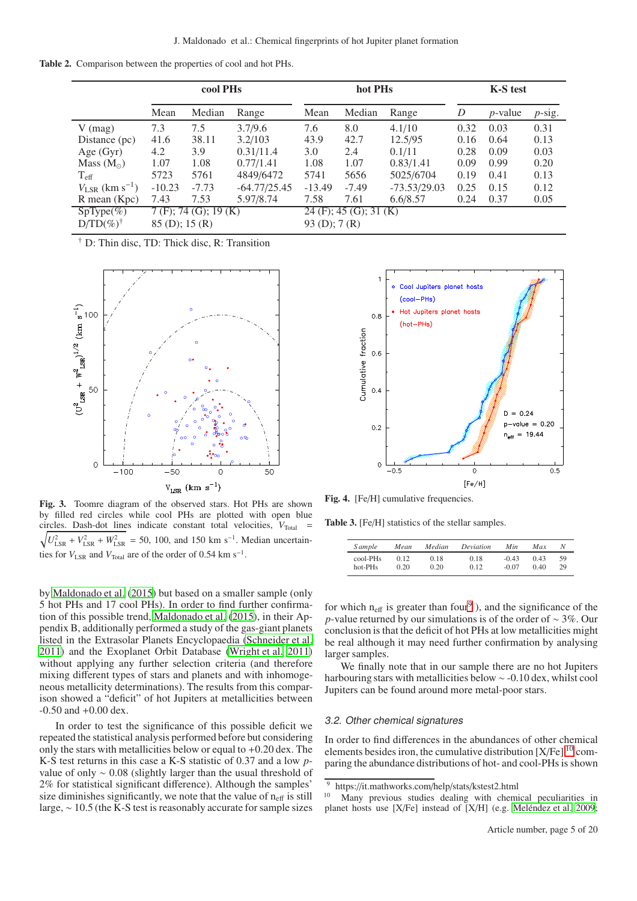**Table 2.** Comparison between the properties of cool and hot PHs.

| | cool PHs | | | hot PHs | | | K-S test | | |
|---|---|---|---|---|---|---|---|---|---|
| | Mean | Median | Range | Mean | Median | Range | $D$ | $p$-value | $p$-sig. |
| V (mag) | 7.3 | 7.5 | 3.7/9.6 | 7.6 | 8.0 | 4.1/10 | 0.32 | 0.03 | 0.31 |
| Distance (pc) | 41.6 | 38.11 | 3.2/103 | 43.9 | 42.7 | 12.5/95 | 0.16 | 0.64 | 0.13 |
| Age (Gyr) | 4.2 | 3.9 | 0.31/11.4 | 3.0 | 2.4 | 0.1/11 | 0.28 | 0.09 | 0.03 |
| Mass ($M_{\odot}$) | 1.07 | 1.08 | 0.77/1.41 | 1.08 | 1.07 | 0.83/1.41 | 0.09 | 0.99 | 0.20 |
| $T_{\rm eff}$ | 5723 | 5761 | 4849/6472 | 5741 | 5656 | 5025/6704 | 0.19 | 0.41 | 0.13 |
| $V_{\rm LSR}$ (km s$^{-1}$) | -10.23 | -7.73 | -64.77/25.45 | -13.49 | -7.49 | -73.53/29.03 | 0.25 | 0.15 | 0.12 |
| R mean (Kpc) | 7.43 | 7.53 | 5.97/8.74 | 7.58 | 7.61 | 6.6/8.57 | 0.24 | 0.37 | 0.05 |
| SpType(%) | 7 (F); 74 (G); 19 (K) | | | 24 (F); 45 (G); 31 (K) | | | | | |
| D/TD(%)[†] | 85 (D); 15 (R) | | | 93 (D); 7 (R) | | | | | |

[†] D: Thin disc, TD: Thick disc, R: Transition

**Fig. 3.** Toomre diagram of the observed stars. Hot PHs are shown by filled red circles while cool PHs are plotted with open blue circles. Dash-dot lines indicate constant total velocities, $V_{\rm Total} = \sqrt{U^2_{\rm LSR} + V^2_{\rm LSR} + W^2_{\rm LSR}}$ = 50, 100, and 150 km s$^{-1}$. Median uncertainties for $V_{\rm LSR}$ and $V_{\rm Total}$ are of the order of 0.54 km s$^{-1}$.

**Fig. 4.** [Fe/H] cumulative frequencies.

**Table 3.** [Fe/H] statistics of the stellar samples.

| Sample | Mean | Median | Deviation | Min | Max | N |
|---|---|---|---|---|---|---|
| cool-PHs | 0.12 | 0.18 | 0.18 | -0.43 | 0.43 | 59 |
| hot-PHs | 0.20 | 0.20 | 0.12 | -0.07 | 0.40 | 29 |

by Maldonado et al. (2015) but based on a smaller sample (only 5 hot PHs and 17 cool PHs). In order to find further confirmation of this possible trend, Maldonado et al. (2015), in their Appendix B, additionally performed a study of the gas-giant planets listed in the Extrasolar Planets Encyclopaedia (Schneider et al. 2011) and the Exoplanet Orbit Database (Wright et al. 2011) without applying any further selection criteria (and therefore mixing different types of stars and planets and with inhomogeneous metallicity determinations). The results from this comparison showed a "deficit" of hot Jupiters at metallicities between -0.50 and +0.00 dex.

In order to test the significance of this possible deficit we repeated the statistical analysis performed before but considering only the stars with metallicities below or equal to +0.20 dex. The K-S test returns in this case a K-S statistic of 0.37 and a low $p$-value of only $\sim$ 0.08 (slightly larger than the usual threshold of 2% for statistical significant difference). Although the samples' size diminishes significantly, we note that the value of $n_{\rm eff}$ is still large, $\sim$ 10.5 (the K-S test is reasonably accurate for sample sizes for which $n_{\rm eff}$ is greater than four[9] ), and the significance of the $p$-value returned by our simulations is of the order of $\sim$ 3%. Our conclusion is that the deficit of hot PHs at low metallicities might be real although it may need further confirmation by analysing larger samples.

We finally note that in our sample there are no hot Jupiters harbouring stars with metallicities below $\sim$ -0.10 dex, whilst cool Jupiters can be found around more metal-poor stars.

### 3.2. Other chemical signatures

In order to find differences in the abundances of other chemical elements besides iron, the cumulative distribution [X/Fe][10] comparing the abundance distributions of hot- and cool-PHs is shown

[9] https://it.mathworks.com/help/stats/kstest2.html

[10] Many previous studies dealing with chemical peculiarities in planet hosts use [X/Fe] instead of [X/H] (e.g. Meléndez et al. 2009;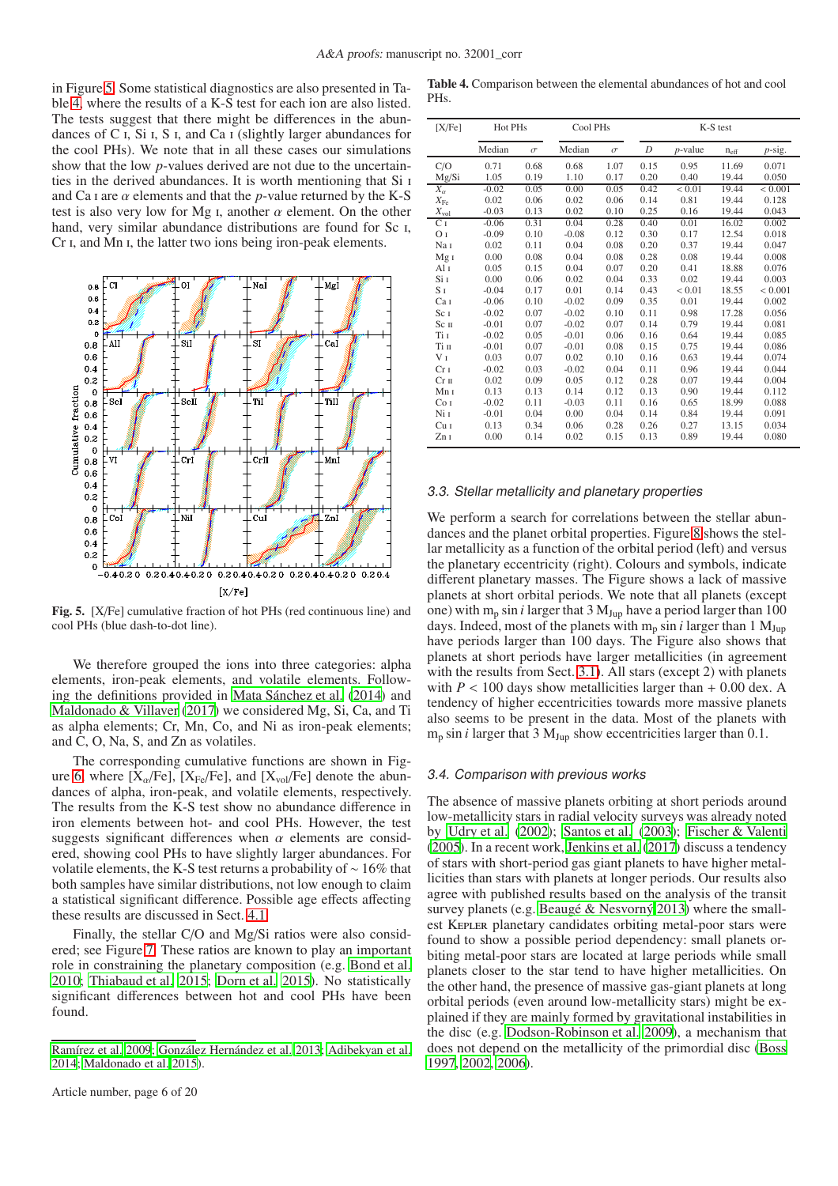in Figure 5. Some statistical diagnostics are also presented in Table 4, where the results of a K-S test for each ion are also listed. The tests suggest that there might be differences in the abundances of C I, Si I, S I, and Ca I (slightly larger abundances for the cool PHs). We note that in all these cases our simulations show that the low $p$-values derived are not due to the uncertainties in the derived abundances. It is worth mentioning that Si I and Ca I are $\alpha$ elements and that the $p$-value returned by the K-S test is also very low for Mg I, another $\alpha$ element. On the other hand, very similar abundance distributions are found for Sc I, Cr I, and Mn I, the latter two ions being iron-peak elements.

**Fig. 5.** [X/Fe] cumulative fraction of hot PHs (red continuous line) and cool PHs (blue dash-to-dot line).

We therefore grouped the ions into three categories: alpha elements, iron-peak elements, and volatile elements. Following the definitions provided in Mata Sánchez et al. (2014) and Maldonado & Villaver (2017) we considered Mg, Si, Ca, and Ti as alpha elements; Cr, Mn, Co, and Ni as iron-peak elements; and C, O, Na, S, and Zn as volatiles.

The corresponding cumulative functions are shown in Figure 6, where [$X_{\alpha}$/Fe], [$X_{\rm Fe}$/Fe], and [$X_{\rm vol}$/Fe] denote the abundances of alpha, iron-peak, and volatile elements, respectively. The results from the K-S test show no abundance difference in iron elements between hot- and cool PHs. However, the test suggests significant differences when $\alpha$ elements are considered, showing cool PHs to have slightly larger abundances. For volatile elements, the K-S test returns a probability of $\sim$ 16% that both samples have similar distributions, not low enough to claim a statistical significant difference. Possible age effects affecting these results are discussed in Sect. 4.1.

Finally, the stellar C/O and Mg/Si ratios were also considered; see Figure 7. These ratios are known to play an important role in constraining the planetary composition (e.g. Bond et al. 2010; Thiabaud et al. 2015; Dorn et al. 2015). No statistically significant differences between hot and cool PHs have been found.

Ramírez et al. 2009; González Hernández et al. 2013; Adibekyan et al. 2014; Maldonado et al. 2015).

**Table 4.** Comparison between the elemental abundances of hot and cool PHs.

| [X/Fe] | Hot PHs | | Cool PHs | | K-S test | | | |
|---|---|---|---|---|---|---|---|---|
| | Median | $\sigma$ | Median | $\sigma$ | $D$ | $p$-value | $n_{\rm eff}$ | $p$-sig. |
| C/O | 0.71 | 0.68 | 0.68 | 1.07 | 0.15 | 0.95 | 11.69 | 0.071 |
| Mg/Si | 1.05 | 0.19 | 1.10 | 0.17 | 0.20 | 0.40 | 19.44 | 0.050 |
| $X_{\alpha}$ | -0.02 | 0.05 | 0.00 | 0.05 | 0.42 | < 0.01 | 19.44 | < 0.001 |
| $X_{\rm Fe}$ | 0.02 | 0.06 | 0.02 | 0.06 | 0.14 | 0.81 | 19.44 | 0.128 |
| $X_{\rm vol}$ | -0.03 | 0.13 | 0.02 | 0.10 | 0.25 | 0.16 | 19.44 | 0.043 |
| C I | -0.06 | 0.31 | 0.04 | 0.28 | 0.40 | 0.01 | 16.02 | 0.002 |
| O I | -0.09 | 0.10 | -0.08 | 0.12 | 0.30 | 0.17 | 12.54 | 0.018 |
| Na I | 0.02 | 0.11 | 0.04 | 0.08 | 0.20 | 0.37 | 19.44 | 0.047 |
| Mg I | 0.00 | 0.08 | 0.04 | 0.08 | 0.28 | 0.08 | 19.44 | 0.008 |
| Al I | 0.05 | 0.15 | 0.04 | 0.07 | 0.20 | 0.41 | 18.88 | 0.076 |
| Si I | 0.00 | 0.06 | 0.02 | 0.04 | 0.33 | 0.02 | 19.44 | 0.003 |
| S I | -0.04 | 0.17 | 0.01 | 0.14 | 0.43 | < 0.01 | 18.55 | < 0.001 |
| Ca I | -0.06 | 0.10 | -0.02 | 0.09 | 0.35 | 0.01 | 19.44 | 0.002 |
| Sc I | -0.02 | 0.07 | -0.02 | 0.10 | 0.11 | 0.98 | 17.28 | 0.056 |
| Sc II | -0.01 | 0.07 | -0.02 | 0.07 | 0.14 | 0.79 | 19.44 | 0.081 |
| Ti I | -0.02 | 0.05 | -0.01 | 0.06 | 0.16 | 0.64 | 19.44 | 0.085 |
| Ti II | -0.01 | 0.07 | -0.01 | 0.08 | 0.15 | 0.75 | 19.44 | 0.086 |
| V I | 0.03 | 0.07 | 0.02 | 0.10 | 0.16 | 0.63 | 19.44 | 0.074 |
| Cr I | -0.02 | 0.03 | -0.02 | 0.04 | 0.11 | 0.96 | 19.44 | 0.044 |
| Cr II | 0.02 | 0.09 | 0.05 | 0.12 | 0.28 | 0.07 | 19.44 | 0.004 |
| Mn I | 0.13 | 0.13 | 0.14 | 0.12 | 0.13 | 0.90 | 19.44 | 0.112 |
| Co I | -0.02 | 0.11 | -0.03 | 0.11 | 0.16 | 0.65 | 18.99 | 0.088 |
| Ni I | -0.01 | 0.04 | 0.00 | 0.04 | 0.14 | 0.84 | 19.44 | 0.091 |
| Cu I | 0.13 | 0.34 | 0.06 | 0.28 | 0.26 | 0.27 | 13.15 | 0.034 |
| Zn I | 0.00 | 0.14 | 0.02 | 0.15 | 0.13 | 0.89 | 19.44 | 0.080 |

### 3.3. Stellar metallicity and planetary properties

We perform a search for correlations between the stellar abundances and the planet orbital properties. Figure 8 shows the stellar metallicity as a function of the orbital period (left) and versus the planetary eccentricity (right). Colours and symbols, indicate different planetary masses. The Figure shows a lack of massive planets at short orbital periods. We note that all planets (except one) with $m_{\rm p} \sin i$ larger that 3 $M_{\rm Jup}$ have a period larger than 100 days. Indeed, most of the planets with $m_{\rm p} \sin i$ larger than 1 $M_{\rm Jup}$ have periods larger than 100 days. The Figure also shows that planets at short periods have larger metallicities (in agreement with the results from Sect. 3.1). All stars (except 2) with planets with $P$ < 100 days show metallicities larger than + 0.00 dex. A tendency of higher eccentricities towards more massive planets also seems to be present in the data. Most of the planets with $m_{\rm p} \sin i$ larger that 3 $M_{\rm Jup}$ show eccentricities larger than 0.1.

### 3.4. Comparison with previous works

The absence of massive planets orbiting at short periods around low-metallicity stars in radial velocity surveys was already noted by Udry et al. (2002); Santos et al. (2003); Fischer & Valenti (2005). In a recent work, Jenkins et al. (2017) discuss a tendency of stars with short-period gas giant planets to have higher metallicities than stars with planets at longer periods. Our results also agree with published results based on the analysis of the transit survey planets (e.g. Beaugé & Nesvorný 2013) where the smallest KEPLER planetary candidates orbiting metal-poor stars were found to show a possible period dependency: small planets orbiting metal-poor stars are located at large periods while small planets closer to the star tend to have higher metallicities. On the other hand, the presence of massive gas-giant planets at long orbital periods (even around low-metallicity stars) might be explained if they are mainly formed by gravitational instabilities in the disc (e.g. Dodson-Robinson et al. 2009), a mechanism that does not depend on the metallicity of the primordial disc (Boss 1997, 2002, 2006).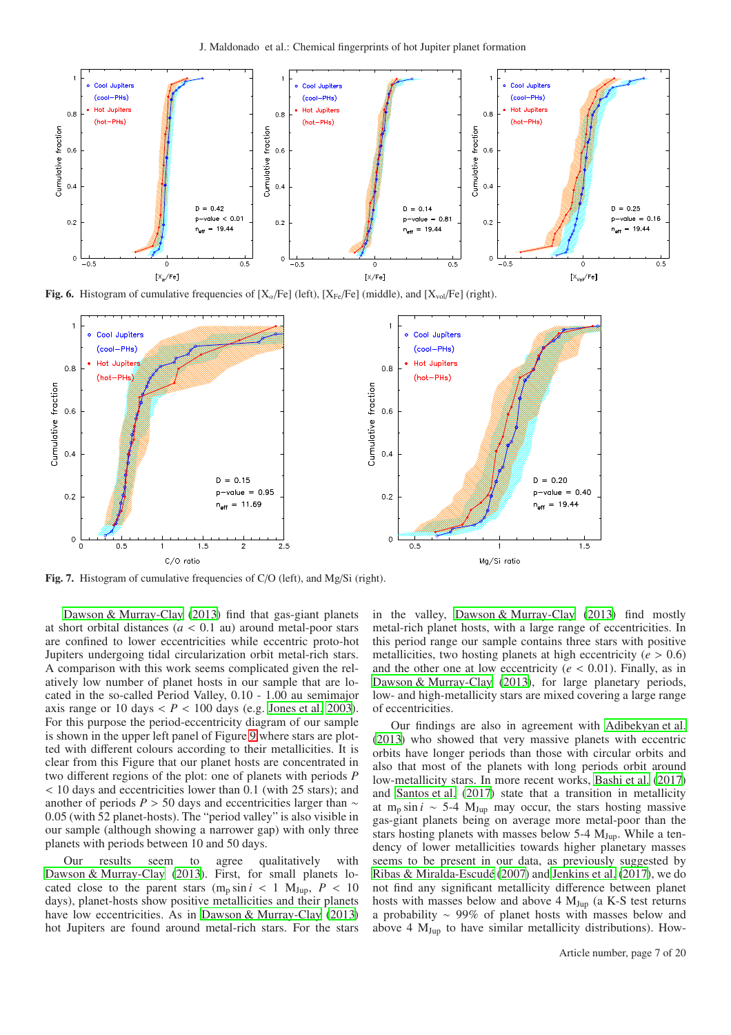Fig. 6. Histogram of cumulative frequencies of $[X_\alpha/Fe]$ (left), $[X_{Fe}/Fe]$ (middle), and $[X_{vol}/Fe]$ (right).

Fig. 7. Histogram of cumulative frequencies of C/O (left), and Mg/Si (right).

Dawson & Murray-Clay (2013) find that gas-giant planets at short orbital distances ($a$ < 0.1 au) around metal-poor stars are confined to lower eccentricities while eccentric proto-hot Jupiters undergoing tidal circularization orbit metal-rich stars. A comparison with this work seems complicated given the relatively low number of planet hosts in our sample that are located in the so-called Period Valley, 0.10 - 1.00 au semimajor axis range or 10 days < $P$ < 100 days (e.g. Jones et al. 2003). For this purpose the period-eccentricity diagram of our sample is shown in the upper left panel of Figure 9 where stars are plotted with different colours according to their metallicities. It is clear from this Figure that our planet hosts are concentrated in two different regions of the plot: one of planets with periods $P$ < 10 days and eccentricities lower than 0.1 (with 25 stars); and another of periods $P$ > 50 days and eccentricities larger than ∼ 0.05 (with 52 planet-hosts). The "period valley" is also visible in our sample (although showing a narrower gap) with only three planets with periods between 10 and 50 days.

Our results seem to agree qualitatively with Dawson & Murray-Clay (2013). First, for small planets located close to the parent stars ($m_p \sin i$ < 1 $M_{Jup}$, $P$ < 10 days), planet-hosts show positive metallicities and their planets have low eccentricities. As in Dawson & Murray-Clay (2013) hot Jupiters are found around metal-rich stars. For the stars in the valley, Dawson & Murray-Clay (2013) find mostly metal-rich planet hosts, with a large range of eccentricities. In this period range our sample contains three stars with positive metallicities, two hosting planets at high eccentricity ($e$ > 0.6) and the other one at low eccentricity ($e$ < 0.01). Finally, as in Dawson & Murray-Clay (2013), for large planetary periods, low- and high-metallicity stars are mixed covering a large range of eccentricities.

Our findings are also in agreement with Adibekyan et al. (2013) who showed that very massive planets with eccentric orbits have longer periods than those with circular orbits and also that most of the planets with long periods orbit around low-metallicity stars. In more recent works, Bashi et al. (2017) and Santos et al. (2017) state that a transition in metallicity at $m_p \sin i$ ∼ 5-4 $M_{Jup}$ may occur, the stars hosting massive gas-giant planets being on average more metal-poor than the stars hosting planets with masses below 5-4 $M_{Jup}$. While a tendency of lower metallicities towards higher planetary masses seems to be present in our data, as previously suggested by Ribas & Miralda-Escudé (2007) and Jenkins et al. (2017), we do not find any significant metallicity difference between planet hosts with masses below and above 4 $M_{Jup}$ (a K-S test returns a probability ∼ 99% of planet hosts with masses below and above 4 $M_{Jup}$ to have similar metallicity distributions). How-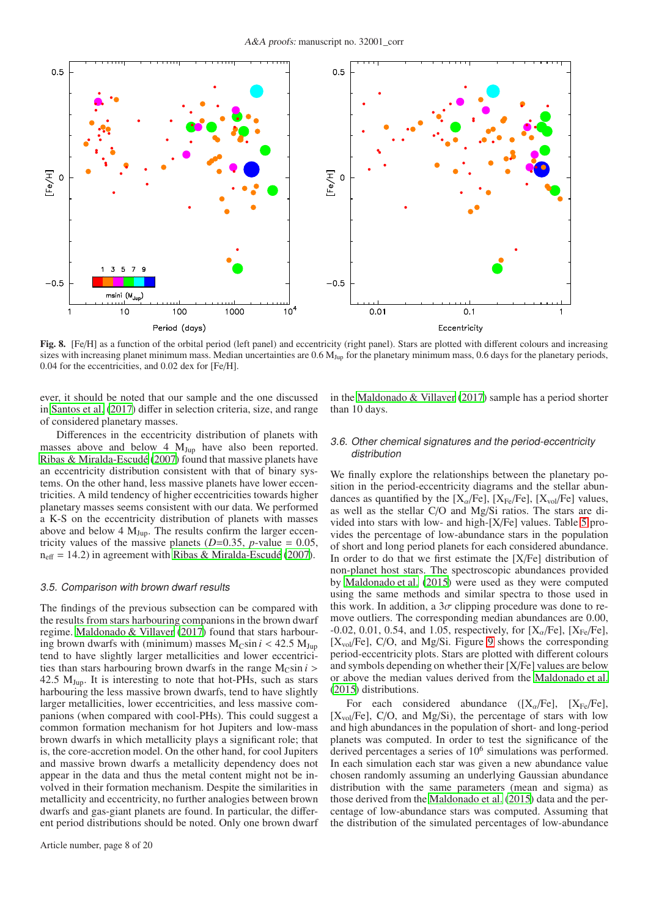**Fig. 8.** [Fe/H] as a function of the orbital period (left panel) and eccentricity (right panel). Stars are plotted with different colours and increasing sizes with increasing planet minimum mass. Median uncertainties are 0.6 $M_{Jup}$ for the planetary minimum mass, 0.6 days for the planetary periods, 0.04 for the eccentricities, and 0.02 dex for [Fe/H].

ever, it should be noted that our sample and the one discussed in Santos et al. (2017) differ in selection criteria, size, and range of considered planetary masses.

Differences in the eccentricity distribution of planets with masses above and below 4 $M_{Jup}$ have also been reported. Ribas & Miralda-Escudé (2007) found that massive planets have an eccentricity distribution consistent with that of binary systems. On the other hand, less massive planets have lower eccentricities. A mild tendency of higher eccentricities towards higher planetary masses seems consistent with our data. We performed a K-S on the eccentricity distribution of planets with masses above and below 4 $M_{Jup}$. The results confirm the larger eccentricity values of the massive planets ($D$=0.35, $p$-value = 0.05, $n_{eff}$ = 14.2) in agreement with Ribas & Miralda-Escudé (2007).

### 3.5. Comparison with brown dwarf results

The findings of the previous subsection can be compared with the results from stars harbouring companions in the brown dwarf regime. Maldonado & Villaver (2017) found that stars harbouring brown dwarfs with (minimum) masses $M_C \sin i$ < 42.5 $M_{Jup}$ tend to have slightly larger metallicities and lower eccentricities than stars harbouring brown dwarfs in the range $M_C \sin i$ > 42.5 $M_{Jup}$. It is interesting to note that hot-PHs, such as stars harbouring the less massive brown dwarfs, tend to have slightly larger metallicities, lower eccentricities, and less massive companions (when compared with cool-PHs). This could suggest a common formation mechanism for hot Jupiters and low-mass brown dwarfs in which metallicity plays a significant role; that is, the core-accretion model. On the other hand, for cool Jupiters and massive brown dwarfs a metallicity dependency does not appear in the data and thus the metal content might not be involved in their formation mechanism. Despite the similarities in metallicity and eccentricity, no further analogies between brown dwarfs and gas-giant planets are found. In particular, the different period distributions should be noted. Only one brown dwarf in the Maldonado & Villaver (2017) sample has a period shorter than 10 days.

### 3.6. Other chemical signatures and the period-eccentricity distribution

We finally explore the relationships between the planetary position in the period-eccentricity diagrams and the stellar abundances as quantified by the [$X_{\alpha}$/Fe], [$X_{Fe}$/Fe], [$X_{vol}$/Fe] values, as well as the stellar C/O and Mg/Si ratios. The stars are divided into stars with low- and high-[X/Fe] values. Table 5 provides the percentage of low-abundance stars in the population of short and long period planets for each considered abundance. In order to do that we first estimate the [X/Fe] distribution of non-planet host stars. The spectroscopic abundances provided by Maldonado et al. (2015) were used as they were computed using the same methods and similar spectra to those used in this work. In addition, a 3$\sigma$ clipping procedure was done to remove outliers. The corresponding median abundances are 0.00, -0.02, 0.01, 0.54, and 1.05, respectively, for [$X_{\alpha}$/Fe], [$X_{Fe}$/Fe], [$X_{vol}$/Fe], C/O, and Mg/Si. Figure 9 shows the corresponding period-eccentricity plots. Stars are plotted with different colours and symbols depending on whether their [X/Fe] values are below or above the median values derived from the Maldonado et al. (2015) distributions.

For each considered abundance ([$X_{\alpha}$/Fe], [$X_{Fe}$/Fe], [$X_{vol}$/Fe], C/O, and Mg/Si), the percentage of stars with low and high abundances in the population of short- and long-period planets was computed. In order to test the significance of the derived percentages a series of $10^6$ simulations was performed. In each simulation each star was given a new abundance value chosen randomly assuming an underlying Gaussian abundance distribution with the same parameters (mean and sigma) as those derived from the Maldonado et al. (2015) data and the percentage of low-abundance stars was computed. Assuming that the distribution of the simulated percentages of low-abundance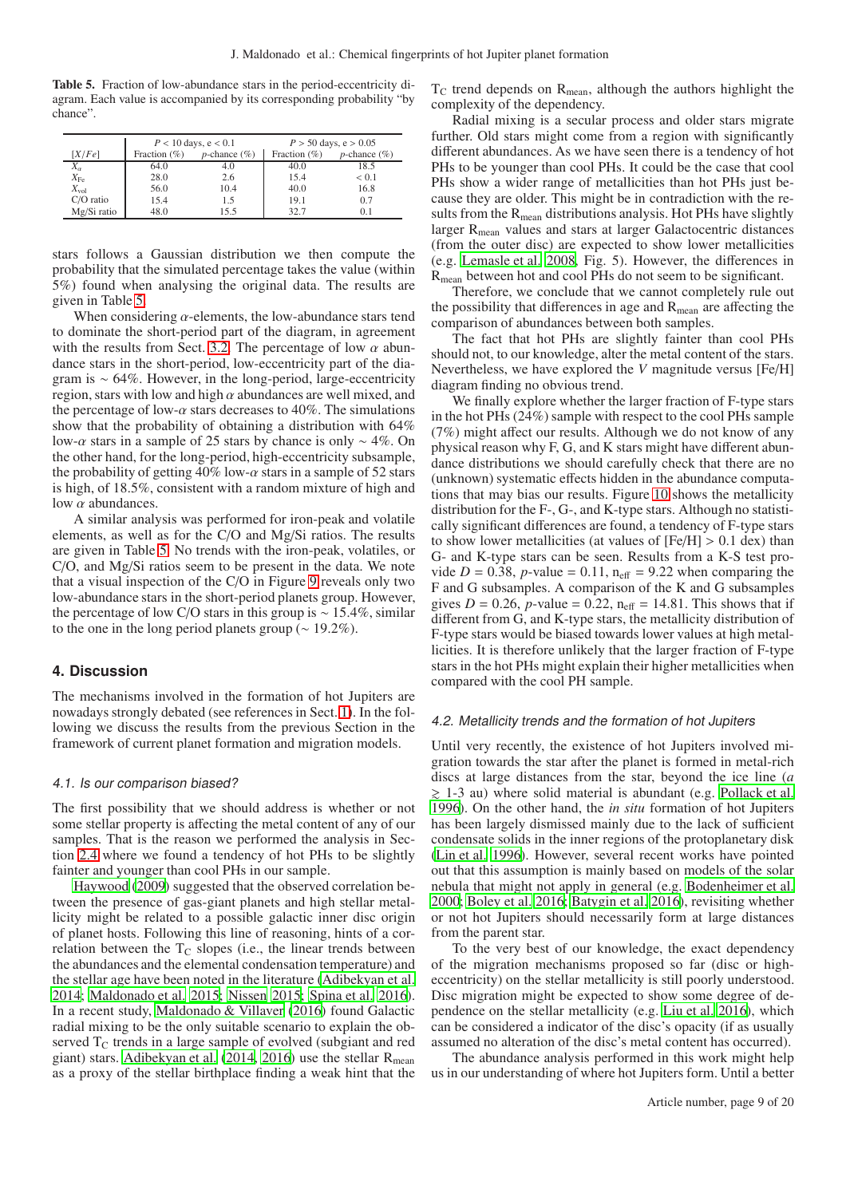**Table 5.** Fraction of low-abundance stars in the period-eccentricity diagram. Each value is accompanied by its corresponding probability "by chance".

| | $P < 10$ days, $e < 0.1$ | | $P > 50$ days, $e > 0.05$ | |
|---|---|---|---|---|
| $[X/Fe]$ | Fraction (%) | $p$-chance (%) | Fraction (%) | $p$-chance (%) |
| $X_{\alpha}$ | 64.0 | 4.0 | 40.0 | 18.5 |
| $X_{\mathrm{Fe}}$ | 28.0 | 2.6 | 15.4 | < 0.1 |
| $X_{\mathrm{vol}}$ | 56.0 | 10.4 | 40.0 | 16.8 |
| C/O ratio | 15.4 | 1.5 | 19.1 | 0.7 |
| Mg/Si ratio | 48.0 | 15.5 | 32.7 | 0.1 |

stars follows a Gaussian distribution we then compute the probability that the simulated percentage takes the value (within 5%) found when analysing the original data. The results are given in Table 5.

When considering $\alpha$-elements, the low-abundance stars tend to dominate the short-period part of the diagram, in agreement with the results from Sect. 3.2. The percentage of low $\alpha$ abundance stars in the short-period, low-eccentricity part of the diagram is $\sim$ 64%. However, in the long-period, large-eccentricity region, stars with low and high $\alpha$ abundances are well mixed, and the percentage of low-$\alpha$ stars decreases to 40%. The simulations show that the probability of obtaining a distribution with 64% low-$\alpha$ stars in a sample of 25 stars by chance is only $\sim$ 4%. On the other hand, for the long-period, high-eccentricity subsample, the probability of getting 40% low-$\alpha$ stars in a sample of 52 stars is high, of 18.5%, consistent with a random mixture of high and low $\alpha$ abundances.

A similar analysis was performed for iron-peak and volatile elements, as well as for the C/O and Mg/Si ratios. The results are given in Table 5. No trends with the iron-peak, volatiles, or C/O, and Mg/Si ratios seem to be present in the data. We note that a visual inspection of the C/O in Figure 9 reveals only two low-abundance stars in the short-period planets group. However, the percentage of low C/O stars in this group is $\sim$ 15.4%, similar to the one in the long period planets group ($\sim$ 19.2%).

## 4. Discussion

The mechanisms involved in the formation of hot Jupiters are nowadays strongly debated (see references in Sect. 1). In the following we discuss the results from the previous Section in the framework of current planet formation and migration models.

### 4.1. Is our comparison biased?

The first possibility that we should address is whether or not some stellar property is affecting the metal content of any of our samples. That is the reason we performed the analysis in Section 2.4 where we found a tendency of hot PHs to be slightly fainter and younger than cool PHs in our sample.

Haywood (2009) suggested that the observed correlation between the presence of gas-giant planets and high stellar metallicity might be related to a possible galactic inner disc origin of planet hosts. Following this line of reasoning, hints of a correlation between the $T_C$ slopes (i.e., the linear trends between the abundances and the elemental condensation temperature) and the stellar age have been noted in the literature (Adibekyan et al. 2014; Maldonado et al. 2015; Nissen 2015; Spina et al. 2016). In a recent study, Maldonado & Villaver (2016) found Galactic radial mixing to be the only suitable scenario to explain the observed $T_C$ trends in a large sample of evolved (subgiant and red giant) stars. Adibekyan et al. (2014, 2016) use the stellar $R_{\mathrm{mean}}$ as a proxy of the stellar birthplace finding a weak hint that the $T_C$ trend depends on $R_{\mathrm{mean}}$, although the authors highlight the complexity of the dependency.

Radial mixing is a secular process and older stars migrate further. Old stars might come from a region with significantly different abundances. As we have seen there is a tendency of hot PHs to be younger than cool PHs. It could be the case that cool PHs show a wider range of metallicities than hot PHs just because they are older. This might be in contradiction with the results from the $R_{\mathrm{mean}}$ distributions analysis. Hot PHs have slightly larger $R_{\mathrm{mean}}$ values and stars at larger Galactocentric distances (from the outer disc) are expected to show lower metallicities (e.g. Lemasle et al. 2008, Fig. 5). However, the differences in $R_{\mathrm{mean}}$ between hot and cool PHs do not seem to be significant.

Therefore, we conclude that we cannot completely rule out the possibility that differences in age and $R_{\mathrm{mean}}$ are affecting the comparison of abundances between both samples.

The fact that hot PHs are slightly fainter than cool PHs should not, to our knowledge, alter the metal content of the stars. Nevertheless, we have explored the $V$ magnitude versus [Fe/H] diagram finding no obvious trend.

We finally explore whether the larger fraction of F-type stars in the hot PHs (24%) sample with respect to the cool PHs sample (7%) might affect our results. Although we do not know of any physical reason why F, G, and K stars might have different abundance distributions we should carefully check that there are no (unknown) systematic effects hidden in the abundance computations that may bias our results. Figure 10 shows the metallicity distribution for the F-, G-, and K-type stars. Although no statistically significant differences are found, a tendency of F-type stars to show lower metallicities (at values of [Fe/H] > 0.1 dex) than G- and K-type stars can be seen. Results from a K-S test provide $D = 0.38$, $p$-value = 0.11, $n_{\mathrm{eff}}$ = 9.22 when comparing the F and G subsamples. A comparison of the K and G subsamples gives $D = 0.26$, $p$-value = 0.22, $n_{\mathrm{eff}}$ = 14.81. This shows that if different from G, and K-type stars, the metallicity distribution of F-type stars would be biased towards lower values at high metallicities. It is therefore unlikely that the larger fraction of F-type stars in the hot PHs might explain their higher metallicities when compared with the cool PH sample.

### 4.2. Metallicity trends and the formation of hot Jupiters

Until very recently, the existence of hot Jupiters involved migration towards the star after the planet is formed in metal-rich discs at large distances from the star, beyond the ice line (*a* $\gtrsim$ 1-3 au) where solid material is abundant (e.g. Pollack et al. 1996). On the other hand, the *in situ* formation of hot Jupiters has been largely dismissed mainly due to the lack of sufficient condensate solids in the inner regions of the protoplanetary disk (Lin et al. 1996). However, several recent works have pointed out that this assumption is mainly based on models of the solar nebula that might not apply in general (e.g. Bodenheimer et al. 2000; Boley et al. 2016; Batygin et al. 2016), revisiting whether or not hot Jupiters should necessarily form at large distances from the parent star.

To the very best of our knowledge, the exact dependency of the migration mechanisms proposed so far (disc or high-eccentricity) on the stellar metallicity is still poorly understood. Disc migration might be expected to show some degree of dependence on the stellar metallicity (e.g. Liu et al. 2016), which can be considered a indicator of the disc's opacity (if as usually assumed no alteration of the disc's metal content has occurred).

The abundance analysis performed in this work might help us in our understanding of where hot Jupiters form. Until a better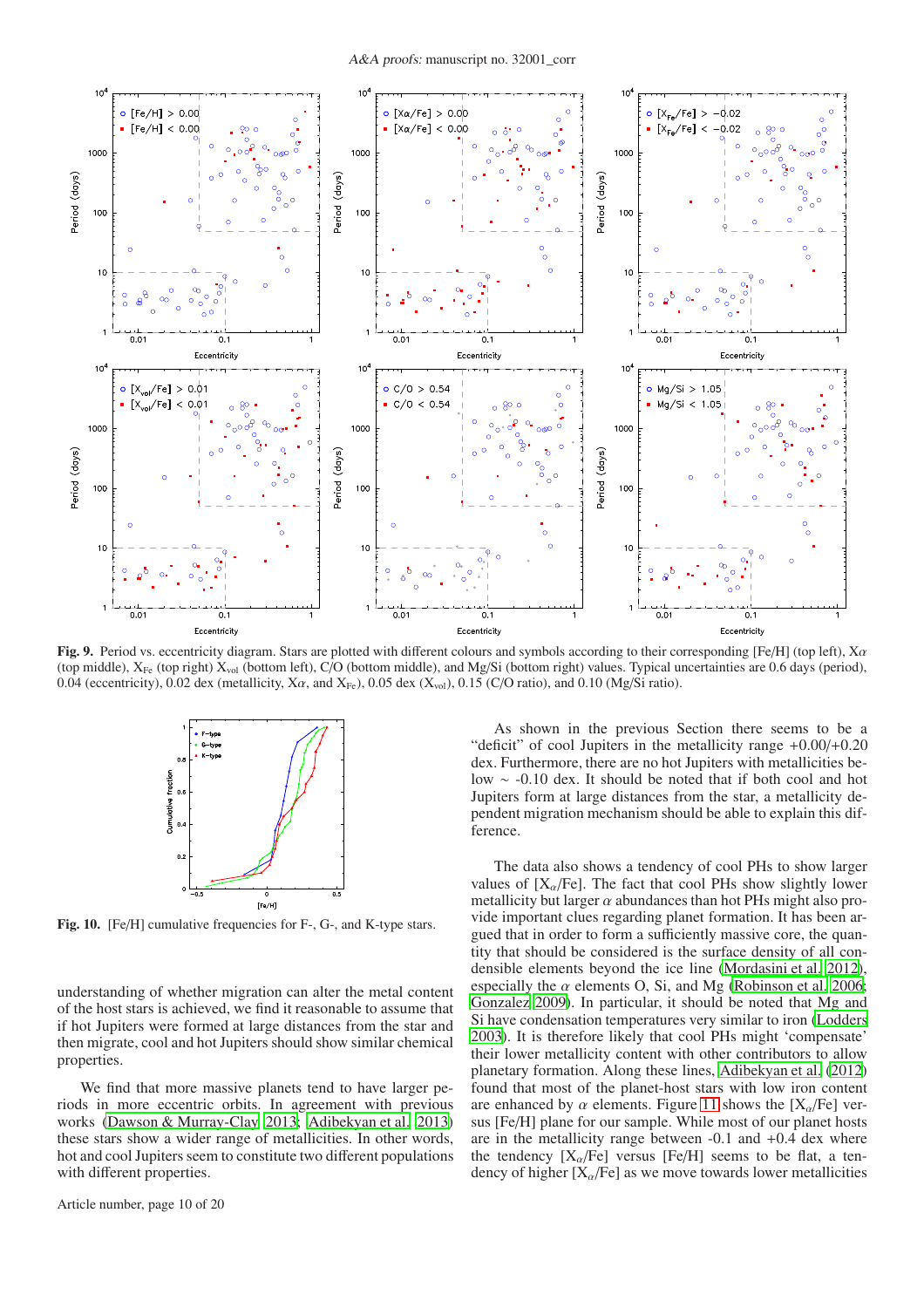**Fig. 9.** Period vs. eccentricity diagram. Stars are plotted with different colours and symbols according to their corresponding [Fe/H] (top left), $X\alpha$ (top middle), $X_{Fe}$ (top right) $X_{vol}$ (bottom left), C/O (bottom middle), and Mg/Si (bottom right) values. Typical uncertainties are 0.6 days (period), 0.04 (eccentricity), 0.02 dex (metallicity, $X\alpha$, and $X_{Fe}$), 0.05 dex ($X_{vol}$), 0.15 (C/O ratio), and 0.10 (Mg/Si ratio).

**Fig. 10.** [Fe/H] cumulative frequencies for F-, G-, and K-type stars.

understanding of whether migration can alter the metal content of the host stars is achieved, we find it reasonable to assume that if hot Jupiters were formed at large distances from the star and then migrate, cool and hot Jupiters should show similar chemical properties.

We find that more massive planets tend to have larger periods in more eccentric orbits. In agreement with previous works (Dawson & Murray-Clay 2013; Adibekyan et al. 2013) these stars show a wider range of metallicities. In other words, hot and cool Jupiters seem to constitute two different populations with different properties.

As shown in the previous Section there seems to be a "deficit" of cool Jupiters in the metallicity range +0.00/+0.20 dex. Furthermore, there are no hot Jupiters with metallicities below ~ -0.10 dex. It should be noted that if both cool and hot Jupiters form at large distances from the star, a metallicity dependent migration mechanism should be able to explain this difference.

The data also shows a tendency of cool PHs to show larger values of $[X_\alpha/Fe]$. The fact that cool PHs show slightly lower metallicity but larger $\alpha$ abundances than hot PHs might also provide important clues regarding planet formation. It has been argued that in order to form a sufficiently massive core, the quantity that should be considered is the surface density of all condensible elements beyond the ice line (Mordasini et al. 2012), especially the $\alpha$ elements O, Si, and Mg (Robinson et al. 2006; Gonzalez 2009). In particular, it should be noted that Mg and Si have condensation temperatures very similar to iron (Lodders 2003). It is therefore likely that cool PHs might 'compensate' their lower metallicity content with other contributors to allow planetary formation. Along these lines, Adibekyan et al. (2012) found that most of the planet-host stars with low iron content are enhanced by $\alpha$ elements. Figure 11 shows the $[X_\alpha/Fe]$ versus [Fe/H] plane for our sample. While most of our planet hosts are in the metallicity range between -0.1 and +0.4 dex where the tendency $[X_\alpha/Fe]$ versus [Fe/H] seems to be flat, a tendency of higher $[X_\alpha/Fe]$ as we move towards lower metallicities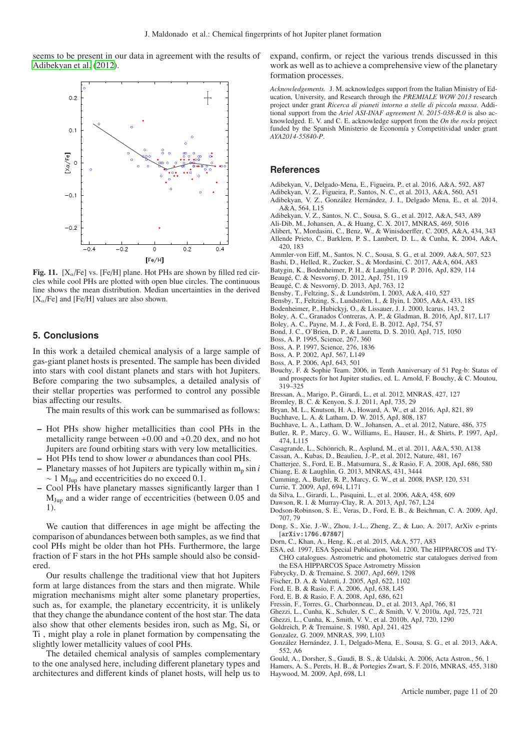seems to be present in our data in agreement with the results of Adibekyan et al. (2012).

**Fig. 11.** $[X_\alpha/Fe]$ vs. [Fe/H] plane. Hot PHs are shown by filled red circles while cool PHs are plotted with open blue circles. The continuous line shows the mean distribution. Median uncertainties in the derived $[X_\alpha/Fe]$ and [Fe/H] values are also shown.

## 5. Conclusions

In this work a detailed chemical analysis of a large sample of gas-giant planet hosts is presented. The sample has been divided into stars with cool distant planets and stars with hot Jupiters. Before comparing the two subsamples, a detailed analysis of their stellar properties was performed to control any possible bias affecting our results.

The main results of this work can be summarised as follows:

- Hot PHs show higher metallicities than cool PHs in the metallicity range between +0.00 and +0.20 dex, and no hot Jupiters are found orbiting stars with very low metallicities.
- Hot PHs tend to show lower $\alpha$ abundances than cool PHs.
- Planetary masses of hot Jupiters are typically within $m_p \sin i \sim 1$ $M_{Jup}$ and eccentricities do no exceed 0.1.
- Cool PHs have planetary masses significantly larger than 1 $M_{Jup}$ and a wider range of eccentricities (between 0.05 and 1).

We caution that differences in age might be affecting the comparison of abundances between both samples, as we find that cool PHs might be older than hot PHs. Furthermore, the large fraction of F stars in the hot PHs sample should also be considered.

Our results challenge the traditional view that hot Jupiters form at large distances from the stars and then migrate. While migration mechanisms might alter some planetary properties, such as, for example, the planetary eccentricity, it is unlikely that they change the abundance content of the host star. The data also show that other elements besides iron, such as Mg, Si, or Ti , might play a role in planet formation by compensating the slightly lower metallicity values of cool PHs.

The detailed chemical analysis of samples complementary to the one analysed here, including different planetary types and architectures and different kinds of planet hosts, will help us to expand, confirm, or reject the various trends discussed in this work as well as to achieve a comprehensive view of the planetary formation processes.

*Acknowledgements.* J. M. acknowledges support from the Italian Ministry of Education, University, and Research through the *PREMIALE WOW 2013* research project under grant *Ricerca di pianeti intorno a stelle di piccola massa*. Additional support from the *Ariel ASI-INAF agreement N. 2015-038-R.0* is also acknowledged. E. V. and C. E. acknowledge support from the *On the rocks* project funded by the Spanish Ministerio de Economía y Competitividad under grant *AYA2014-55840-P*.

## References

Adibekyan, V., Delgado-Mena, E., Figueira, P., et al. 2016, A&A, 592, A87
Adibekyan, V. Z., Figueira, P., Santos, N. C., et al. 2013, A&A, 560, A51
Adibekyan, V. Z., González Hernández, J. I., Delgado Mena, E., et al. 2014, A&A, 564, L15
Adibekyan, V. Z., Santos, N. C., Sousa, S. G., et al. 2012, A&A, 543, A89
Ali-Dib, M., Johansen, A., & Huang, C. X. 2017, MNRAS, 469, 5016
Alibert, Y., Mordasini, C., Benz, W., & Winisdoerffer, C. 2005, A&A, 434, 343
Allende Prieto, C., Barklem, P. S., Lambert, D. L., & Cunha, K. 2004, A&A, 420, 183
Ammler-von Eiff, M., Santos, N. C., Sousa, S. G., et al. 2009, A&A, 507, 523
Bashi, D., Helled, R., Zucker, S., & Mordasini, C. 2017, A&A, 604, A83
Batygin, K., Bodenheimer, P. H., & Laughlin, G. P. 2016, ApJ, 829, 114
Beaugé, C. & Nesvorný, D. 2012, ApJ, 751, 119
Beaugé, C. & Nesvorný, D. 2013, ApJ, 763, 12
Bensby, T., Feltzing, S., & Lundström, I. 2003, A&A, 410, 527
Bensby, T., Feltzing, S., Lundström, I., & Ilyin, I. 2005, A&A, 433, 185
Bodenheimer, P., Hubickyj, O., & Lissauer, J. J. 2000, Icarus, 143, 2
Boley, A. C., Granados Contreras, A. P., & Gladman, B. 2016, ApJ, 817, L17
Boley, A. C., Payne, M. J., & Ford, E. B. 2012, ApJ, 754, 57
Bond, J. C., O'Brien, D. P., & Lauretta, D. S. 2010, ApJ, 715, 1050
Boss, A. P. 1995, Science, 267, 360
Boss, A. P. 1997, Science, 276, 1836
Boss, A. P. 2002, ApJ, 567, L149
Boss, A. P. 2006, ApJ, 643, 501
Bouchy, F. & Sophie Team. 2006, in Tenth Anniversary of 51 Peg-b: Status of and prospects for hot Jupiter studies, ed. L. Arnold, F. Bouchy, & C. Moutou, 319–325
Bressan, A., Marigo, P., Girardi, L., et al. 2012, MNRAS, 427, 127
Bromley, B. C. & Kenyon, S. J. 2011, ApJ, 735, 29
Bryan, M. L., Knutson, H. A., Howard, A. W., et al. 2016, ApJ, 821, 89
Buchhave, L. A. & Latham, D. W. 2015, ApJ, 808, 187
Buchhave, L. A., Latham, D. W., Johansen, A., et al. 2012, Nature, 486, 375
Butler, R. P., Marcy, G. W., Williams, E., Hauser, H., & Shirts, P. 1997, ApJ, 474, L115
Casagrande, L., Schönrich, R., Asplund, M., et al. 2011, A&A, 530, A138
Cassan, A., Kubas, D., Beaulieu, J.-P., et al. 2012, Nature, 481, 167
Chatterjee, S., Ford, E. B., Matsumura, S., & Rasio, F. A. 2008, ApJ, 686, 580
Chiang, E. & Laughlin, G. 2013, MNRAS, 431, 3444
Cumming, A., Butler, R. P., Marcy, G. W., et al. 2008, PASP, 120, 531
Currie, T. 2009, ApJ, 694, L171
da Silva, L., Girardi, L., Pasquini, L., et al. 2006, A&A, 458, 609
Dawson, R. I. & Murray-Clay, R. A. 2013, ApJ, 767, L24
Dodson-Robinson, S. E., Veras, D., Ford, E. B., & Beichman, C. A. 2009, ApJ, 707, 79
Dong, S., Xie, J.-W., Zhou, J.-L., Zheng, Z., & Luo, A. 2017, ArXiv e-prints [arXiv:1706.07807]
Dorn, C., Khan, A., Heng, K., et al. 2015, A&A, 577, A83
ESA, ed. 1997, ESA Special Publication, Vol. 1200, The HIPPARCOS and TYCHO catalogues. Astrometric and photometric star catalogues derived from the ESA HIPPARCOS Space Astrometry Mission
Fabrycky, D. & Tremaine, S. 2007, ApJ, 669, 1298
Fischer, D. A. & Valenti, J. 2005, ApJ, 622, 1102
Ford, E. B. & Rasio, F. A. 2006, ApJ, 638, L45
Ford, E. B. & Rasio, F. A. 2008, ApJ, 686, 621
Fressin, F., Torres, G., Charbonneau, D., et al. 2013, ApJ, 766, 81
Ghezzi, L., Cunha, K., Schuler, S. C., & Smith, V. V. 2010a, ApJ, 725, 721
Ghezzi, L., Cunha, K., Smith, V. V., et al. 2010b, ApJ, 720, 1290
Goldreich, P. & Tremaine, S. 1980, ApJ, 241, 425
Gonzalez, G. 2009, MNRAS, 399, L103
González Hernández, J. I., Delgado-Mena, E., Sousa, S. G., et al. 2013, A&A, 552, A6
Gould, A., Dorsher, S., Gaudi, B. S., & Udalski, A. 2006, Acta Astron., 56, 1
Hamers, A. S., Perets, H. B., & Portegies Zwart, S. F. 2016, MNRAS, 455, 3180
Haywood, M. 2009, ApJ, 698, L1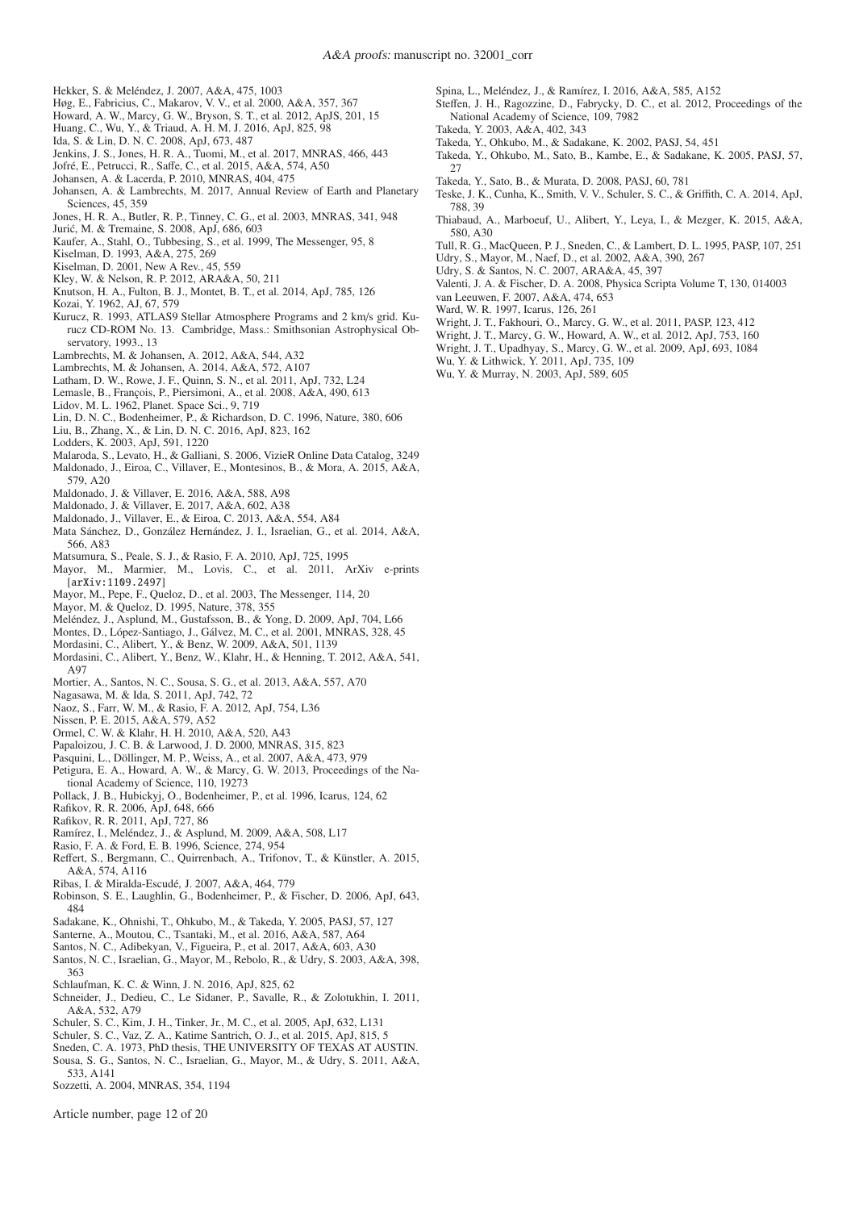Hekker, S. & Meléndez, J. 2007, A&A, 475, 1003

Høg, E., Fabricius, C., Makarov, V. V., et al. 2000, A&A, 357, 367

Howard, A. W., Marcy, G. W., Bryson, S. T., et al. 2012, ApJS, 201, 15

Huang, C., Wu, Y., & Triaud, A. H. M. J. 2016, ApJ, 825, 98

Ida, S. & Lin, D. N. C. 2008, ApJ, 673, 487

Jenkins, J. S., Jones, H. R. A., Tuomi, M., et al. 2017, MNRAS, 466, 443

Jofré, E., Petrucci, R., Saffe, C., et al. 2015, A&A, 574, A50

Johansen, A. & Lacerda, P. 2010, MNRAS, 404, 475

Johansen, A. & Lambrechts, M. 2017, Annual Review of Earth and Planetary Sciences, 45, 359

Jones, H. R. A., Butler, R. P., Tinney, C. G., et al. 2003, MNRAS, 341, 948

Jurić, M. & Tremaine, S. 2008, ApJ, 686, 603

Kaufer, A., Stahl, O., Tubbesing, S., et al. 1999, The Messenger, 95, 8

Kiselman, D. 1993, A&A, 275, 269

Kiselman, D. 2001, New A Rev., 45, 559

Kley, W. & Nelson, R. P. 2012, ARA&A, 50, 211

Knutson, H. A., Fulton, B. J., Montet, B. T., et al. 2014, ApJ, 785, 126

Kozai, Y. 1962, AJ, 67, 579

Kurucz, R. 1993, ATLAS9 Stellar Atmosphere Programs and 2 km/s grid. Kurucz CD-ROM No. 13. Cambridge, Mass.: Smithsonian Astrophysical Observatory, 1993., 13

Lambrechts, M. & Johansen, A. 2012, A&A, 544, A32

Lambrechts, M. & Johansen, A. 2014, A&A, 572, A107

Latham, D. W., Rowe, J. F., Quinn, S. N., et al. 2011, ApJ, 732, L24

Lemasle, B., François, P., Piersimoni, A., et al. 2008, A&A, 490, 613

Lidov, M. L. 1962, Planet. Space Sci., 9, 719

Lin, D. N. C., Bodenheimer, P., & Richardson, D. C. 1996, Nature, 380, 606

Liu, B., Zhang, X., & Lin, D. N. C. 2016, ApJ, 823, 162

Lodders, K. 2003, ApJ, 591, 1220

Malaroda, S., Levato, H., & Galliani, S. 2006, VizieR Online Data Catalog, 3249

Maldonado, J., Eiroa, C., Villaver, E., Montesinos, B., & Mora, A. 2015, A&A, 579, A20

Maldonado, J. & Villaver, E. 2016, A&A, 588, A98

Maldonado, J. & Villaver, E. 2017, A&A, 602, A38

Maldonado, J., Villaver, E., & Eiroa, C. 2013, A&A, 554, A84

Mata Sánchez, D., González Hernández, J. I., Israelian, G., et al. 2014, A&A, 566, A83

Matsumura, S., Peale, S. J., & Rasio, F. A. 2010, ApJ, 725, 1995

Mayor, M., Marmier, M., Lovis, C., et al. 2011, ArXiv e-prints [arXiv:1109.2497]

Mayor, M., Pepe, F., Queloz, D., et al. 2003, The Messenger, 114, 20

Mayor, M. & Queloz, D. 1995, Nature, 378, 355

Meléndez, J., Asplund, M., Gustafsson, B., & Yong, D. 2009, ApJ, 704, L66

Montes, D., López-Santiago, J., Gálvez, M. C., et al. 2001, MNRAS, 328, 45

Mordasini, C., Alibert, Y., & Benz, W. 2009, A&A, 501, 1139

Mordasini, C., Alibert, Y., Benz, W., Klahr, H., & Henning, T. 2012, A&A, 541, A97

Mortier, A., Santos, N. C., Sousa, S. G., et al. 2013, A&A, 557, A70

Nagasawa, M. & Ida, S. 2011, ApJ, 742, 72

Naoz, S., Farr, W. M., & Rasio, F. A. 2012, ApJ, 754, L36

Nissen, P. E. 2015, A&A, 579, A52

Ormel, C. W. & Klahr, H. H. 2010, A&A, 520, A43

Papaloizou, J. C. B. & Larwood, J. D. 2000, MNRAS, 315, 823

Pasquini, L., Döllinger, M. P., Weiss, A., et al. 2007, A&A, 473, 979

Petigura, E. A., Howard, A. W., & Marcy, G. W. 2013, Proceedings of the National Academy of Science, 110, 19273

Pollack, J. B., Hubickyj, O., Bodenheimer, P., et al. 1996, Icarus, 124, 62

Rafikov, R. R. 2006, ApJ, 648, 666

Rafikov, R. R. 2011, ApJ, 727, 86

Ramírez, I., Meléndez, J., & Asplund, M. 2009, A&A, 508, L17

Rasio, F. A. & Ford, E. B. 1996, Science, 274, 954

Reffert, S., Bergmann, C., Quirrenbach, A., Trifonov, T., & Künstler, A. 2015, A&A, 574, A116

Ribas, I. & Miralda-Escudé, J. 2007, A&A, 464, 779

Robinson, S. E., Laughlin, G., Bodenheimer, P., & Fischer, D. 2006, ApJ, 643, 484

Sadakane, K., Ohnishi, T., Ohkubo, M., & Takeda, Y. 2005, PASJ, 57, 127

Santerne, A., Moutou, C., Tsantaki, M., et al. 2016, A&A, 587, A64

Santos, N. C., Adibekyan, V., Figueira, P., et al. 2017, A&A, 603, A30

Santos, N. C., Israelian, G., Mayor, M., Rebolo, R., & Udry, S. 2003, A&A, 398, 363

Schlaufman, K. C. & Winn, J. N. 2016, ApJ, 825, 62

Schneider, J., Dedieu, C., Le Sidaner, P., Savalle, R., & Zolotukhin, I. 2011, A&A, 532, A79

Schuler, S. C., Kim, J. H., Tinker, Jr., M. C., et al. 2005, ApJ, 632, L131

Schuler, S. C., Vaz, Z. A., Katime Santrich, O. J., et al. 2015, ApJ, 815, 5

Sneden, C. A. 1973, PhD thesis, THE UNIVERSITY OF TEXAS AT AUSTIN.

Sousa, S. G., Santos, N. C., Israelian, G., Mayor, M., & Udry, S. 2011, A&A, 533, A141

Sozzetti, A. 2004, MNRAS, 354, 1194

Spina, L., Meléndez, J., & Ramírez, I. 2016, A&A, 585, A152

Steffen, J. H., Ragozzine, D., Fabrycky, D. C., et al. 2012, Proceedings of the National Academy of Science, 109, 7982

Takeda, Y. 2003, A&A, 402, 343

Takeda, Y., Ohkubo, M., & Sadakane, K. 2002, PASJ, 54, 451

Takeda, Y., Ohkubo, M., Sato, B., Kambe, E., & Sadakane, K. 2005, PASJ, 57, 27

Takeda, Y., Sato, B., & Murata, D. 2008, PASJ, 60, 781

Teske, J. K., Cunha, K., Smith, V. V., Schuler, S. C., & Griffith, C. A. 2014, ApJ, 788, 39

Thiabaud, A., Marboeuf, U., Alibert, Y., Leya, I., & Mezger, K. 2015, A&A, 580, A30

Tull, R. G., MacQueen, P. J., Sneden, C., & Lambert, D. L. 1995, PASP, 107, 251

Udry, S., Mayor, M., Naef, D., et al. 2002, A&A, 390, 267

Udry, S. & Santos, N. C. 2007, ARA&A, 45, 397

Valenti, J. A. & Fischer, D. A. 2008, Physica Scripta Volume T, 130, 014003

van Leeuwen, F. 2007, A&A, 474, 653

Ward, W. R. 1997, Icarus, 126, 261

Wright, J. T., Fakhouri, O., Marcy, G. W., et al. 2011, PASP, 123, 412

Wright, J. T., Marcy, G. W., Howard, A. W., et al. 2012, ApJ, 753, 160

Wright, J. T., Upadhyay, S., Marcy, G. W., et al. 2009, ApJ, 693, 1084

Wu, Y. & Lithwick, Y. 2011, ApJ, 735, 109

Wu, Y. & Murray, N. 2003, ApJ, 589, 605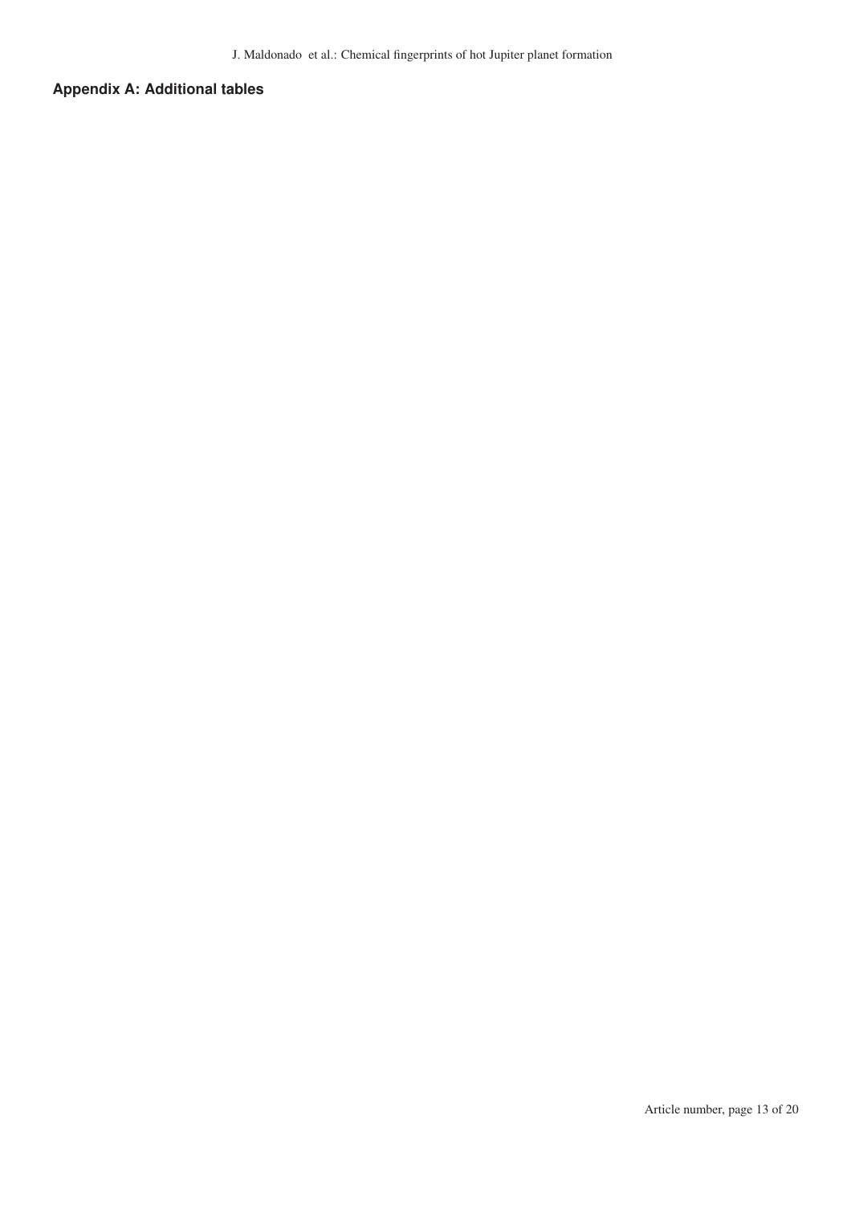## Appendix A: Additional tables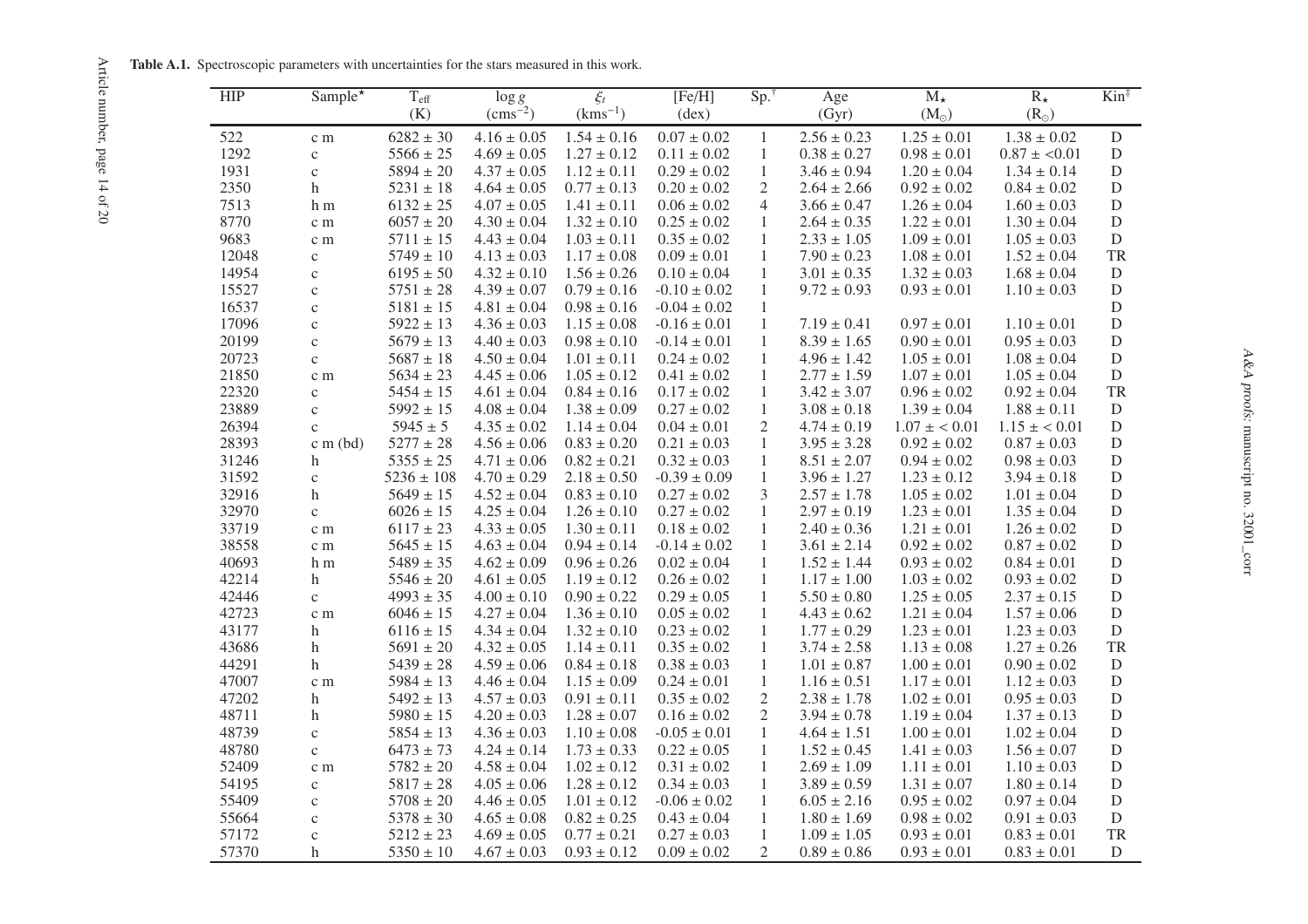**Table A.1.** Spectroscopic parameters with uncertainties for the stars measured in this work.

| HIP | Sample* | $T_{eff}$ (K) | $\log g$ ($cms^{-2}$) | $\xi_t$ ($kms^{-1}$) | [Fe/H] (dex) | Sp.[†] | Age (Gyr) | $M_\star$ ($M_\odot$) | $R_\star$ ($R_\odot$) | Kin[‡] |
|---|---|---|---|---|---|---|---|---|---|---|
| 522 | c m | 6282 ± 30 | 4.16 ± 0.05 | 1.54 ± 0.16 | 0.07 ± 0.02 | 1 | 2.56 ± 0.23 | 1.25 ± 0.01 | 1.38 ± 0.02 | D |
| 1292 | c | 5566 ± 25 | 4.69 ± 0.05 | 1.27 ± 0.12 | 0.11 ± 0.02 | 1 | 0.38 ± 0.27 | 0.98 ± 0.01 | 0.87 ± <0.01 | D |
| 1931 | c | 5894 ± 20 | 4.37 ± 0.05 | 1.12 ± 0.11 | 0.29 ± 0.02 | 1 | 3.46 ± 0.94 | 1.20 ± 0.04 | 1.34 ± 0.14 | D |
| 2350 | h | 5231 ± 18 | 4.64 ± 0.05 | 0.77 ± 0.13 | 0.20 ± 0.02 | 2 | 2.64 ± 2.66 | 0.92 ± 0.02 | 0.84 ± 0.02 | D |
| 7513 | h m | 6132 ± 25 | 4.07 ± 0.05 | 1.41 ± 0.11 | 0.06 ± 0.02 | 4 | 3.66 ± 0.47 | 1.26 ± 0.04 | 1.60 ± 0.03 | D |
| 8770 | c m | 6057 ± 20 | 4.30 ± 0.04 | 1.32 ± 0.10 | 0.25 ± 0.02 | 1 | 2.64 ± 0.35 | 1.22 ± 0.01 | 1.30 ± 0.04 | D |
| 9683 | c m | 5711 ± 15 | 4.43 ± 0.04 | 1.03 ± 0.11 | 0.35 ± 0.02 | 1 | 2.33 ± 1.05 | 1.09 ± 0.01 | 1.05 ± 0.03 | D |
| 12048 | c | 5749 ± 10 | 4.13 ± 0.03 | 1.17 ± 0.08 | 0.09 ± 0.01 | 1 | 7.90 ± 0.23 | 1.08 ± 0.01 | 1.52 ± 0.04 | TR |
| 14954 | c | 6195 ± 50 | 4.32 ± 0.10 | 1.56 ± 0.26 | 0.10 ± 0.04 | 1 | 3.01 ± 0.35 | 1.32 ± 0.03 | 1.68 ± 0.04 | D |
| 15527 | c | 5751 ± 28 | 4.39 ± 0.07 | 0.79 ± 0.16 | -0.10 ± 0.02 | 1 | 9.72 ± 0.93 | 0.93 ± 0.01 | 1.10 ± 0.03 | D |
| 16537 | c | 5181 ± 15 | 4.81 ± 0.04 | 0.98 ± 0.16 | -0.04 ± 0.02 | 1 | | | | D |
| 17096 | c | 5922 ± 13 | 4.36 ± 0.03 | 1.15 ± 0.08 | -0.16 ± 0.01 | 1 | 7.19 ± 0.41 | 0.97 ± 0.01 | 1.10 ± 0.01 | D |
| 20199 | c | 5679 ± 13 | 4.40 ± 0.03 | 0.98 ± 0.10 | -0.14 ± 0.01 | 1 | 8.39 ± 1.65 | 0.90 ± 0.01 | 0.95 ± 0.03 | D |
| 20723 | c | 5687 ± 18 | 4.50 ± 0.04 | 1.01 ± 0.11 | 0.24 ± 0.02 | 1 | 4.96 ± 1.42 | 1.05 ± 0.01 | 1.08 ± 0.04 | D |
| 21850 | c m | 5634 ± 23 | 4.45 ± 0.06 | 1.05 ± 0.12 | 0.41 ± 0.02 | 1 | 2.77 ± 1.59 | 1.07 ± 0.01 | 1.05 ± 0.04 | D |
| 22320 | c | 5454 ± 15 | 4.61 ± 0.04 | 0.84 ± 0.16 | 0.17 ± 0.02 | 1 | 3.42 ± 3.07 | 0.96 ± 0.02 | 0.92 ± 0.04 | TR |
| 23889 | c | 5992 ± 15 | 4.08 ± 0.04 | 1.38 ± 0.09 | 0.27 ± 0.02 | 1 | 3.08 ± 0.18 | 1.39 ± 0.04 | 1.88 ± 0.11 | D |
| 26394 | c | 5945 ± 5 | 4.35 ± 0.02 | 1.14 ± 0.04 | 0.04 ± 0.01 | 2 | 4.74 ± 0.19 | 1.07 ± < 0.01 | 1.15 ± < 0.01 | D |
| 28393 | c m (bd) | 5277 ± 28 | 4.56 ± 0.06 | 0.83 ± 0.20 | 0.21 ± 0.03 | 1 | 3.95 ± 3.28 | 0.92 ± 0.02 | 0.87 ± 0.03 | D |
| 31246 | h | 5355 ± 25 | 4.71 ± 0.06 | 0.82 ± 0.21 | 0.32 ± 0.03 | 1 | 8.51 ± 2.07 | 0.94 ± 0.02 | 0.98 ± 0.03 | D |
| 31592 | c | 5236 ± 108 | 4.70 ± 0.29 | 2.18 ± 0.50 | -0.39 ± 0.09 | 1 | 3.96 ± 1.27 | 1.23 ± 0.12 | 3.94 ± 0.18 | D |
| 32916 | h | 5649 ± 15 | 4.52 ± 0.04 | 0.83 ± 0.10 | 0.27 ± 0.02 | 3 | 2.57 ± 1.78 | 1.05 ± 0.02 | 1.01 ± 0.04 | D |
| 32970 | c | 6026 ± 15 | 4.25 ± 0.04 | 1.26 ± 0.10 | 0.27 ± 0.02 | 1 | 2.97 ± 0.19 | 1.23 ± 0.01 | 1.35 ± 0.04 | D |
| 33719 | c m | 6117 ± 23 | 4.33 ± 0.05 | 1.30 ± 0.11 | 0.18 ± 0.02 | 1 | 2.40 ± 0.36 | 1.21 ± 0.01 | 1.26 ± 0.02 | D |
| 38558 | c m | 5645 ± 15 | 4.63 ± 0.04 | 0.94 ± 0.14 | -0.14 ± 0.02 | 1 | 3.61 ± 2.14 | 0.92 ± 0.01 | 0.87 ± 0.02 | D |
| 40693 | h m | 5489 ± 35 | 4.62 ± 0.09 | 0.96 ± 0.26 | 0.02 ± 0.04 | 1 | 1.52 ± 1.44 | 0.93 ± 0.02 | 0.84 ± 0.01 | D |
| 42214 | h | 5546 ± 20 | 4.61 ± 0.05 | 1.19 ± 0.12 | 0.26 ± 0.02 | 1 | 1.17 ± 1.00 | 1.03 ± 0.02 | 0.93 ± 0.02 | D |
| 42446 | c | 4993 ± 35 | 4.00 ± 0.10 | 0.90 ± 0.22 | 0.29 ± 0.05 | 1 | 5.50 ± 0.80 | 1.25 ± 0.05 | 2.37 ± 0.15 | D |
| 42723 | c m | 6046 ± 15 | 4.27 ± 0.04 | 1.36 ± 0.10 | 0.05 ± 0.02 | 1 | 4.43 ± 0.62 | 1.21 ± 0.04 | 1.57 ± 0.06 | D |
| 43177 | h | 6116 ± 15 | 4.34 ± 0.04 | 1.32 ± 0.10 | 0.23 ± 0.02 | 1 | 1.77 ± 0.29 | 1.23 ± 0.01 | 1.23 ± 0.03 | D |
| 43686 | h | 5691 ± 20 | 4.32 ± 0.05 | 1.14 ± 0.11 | 0.35 ± 0.02 | 1 | 3.74 ± 2.58 | 1.13 ± 0.08 | 1.27 ± 0.26 | TR |
| 44291 | h | 5439 ± 28 | 4.59 ± 0.06 | 0.84 ± 0.18 | 0.38 ± 0.03 | 1 | 1.01 ± 0.87 | 1.00 ± 0.01 | 0.90 ± 0.02 | D |
| 47007 | c m | 5984 ± 13 | 4.46 ± 0.04 | 1.15 ± 0.09 | 0.24 ± 0.01 | 1 | 1.16 ± 0.51 | 1.17 ± 0.01 | 1.12 ± 0.03 | D |
| 47202 | h | 5492 ± 13 | 4.57 ± 0.03 | 0.91 ± 0.11 | 0.35 ± 0.02 | 2 | 2.38 ± 1.78 | 1.02 ± 0.01 | 0.95 ± 0.03 | D |
| 48711 | h | 5980 ± 15 | 4.20 ± 0.03 | 1.28 ± 0.07 | 0.16 ± 0.02 | 2 | 3.94 ± 0.78 | 1.19 ± 0.04 | 1.37 ± 0.13 | D |
| 48739 | c | 5854 ± 13 | 4.36 ± 0.03 | 1.10 ± 0.08 | -0.05 ± 0.01 | 1 | 4.64 ± 1.51 | 1.00 ± 0.01 | 1.02 ± 0.04 | D |
| 48780 | c | 6473 ± 73 | 4.24 ± 0.14 | 1.73 ± 0.33 | 0.22 ± 0.05 | 1 | 1.52 ± 0.45 | 1.41 ± 0.03 | 1.56 ± 0.07 | D |
| 52409 | c m | 5782 ± 20 | 4.58 ± 0.04 | 1.02 ± 0.12 | 0.31 ± 0.02 | 1 | 2.69 ± 1.09 | 1.11 ± 0.01 | 1.10 ± 0.03 | D |
| 54195 | c | 5817 ± 28 | 4.05 ± 0.06 | 1.28 ± 0.12 | 0.34 ± 0.03 | 1 | 3.89 ± 0.59 | 1.31 ± 0.07 | 1.80 ± 0.14 | D |
| 55409 | c | 5708 ± 20 | 4.46 ± 0.05 | 1.01 ± 0.12 | -0.06 ± 0.02 | 1 | 6.05 ± 2.16 | 0.95 ± 0.02 | 0.97 ± 0.04 | D |
| 55664 | c | 5378 ± 30 | 4.65 ± 0.08 | 0.82 ± 0.25 | 0.43 ± 0.04 | 1 | 1.80 ± 1.69 | 0.98 ± 0.02 | 0.91 ± 0.03 | D |
| 57172 | c | 5212 ± 23 | 4.69 ± 0.05 | 0.77 ± 0.21 | 0.27 ± 0.03 | 1 | 1.09 ± 1.05 | 0.93 ± 0.01 | 0.83 ± 0.01 | TR |
| 57370 | h | 5350 ± 10 | 4.67 ± 0.03 | 0.93 ± 0.12 | 0.09 ± 0.02 | 2 | 0.89 ± 0.86 | 0.93 ± 0.01 | 0.83 ± 0.01 | D |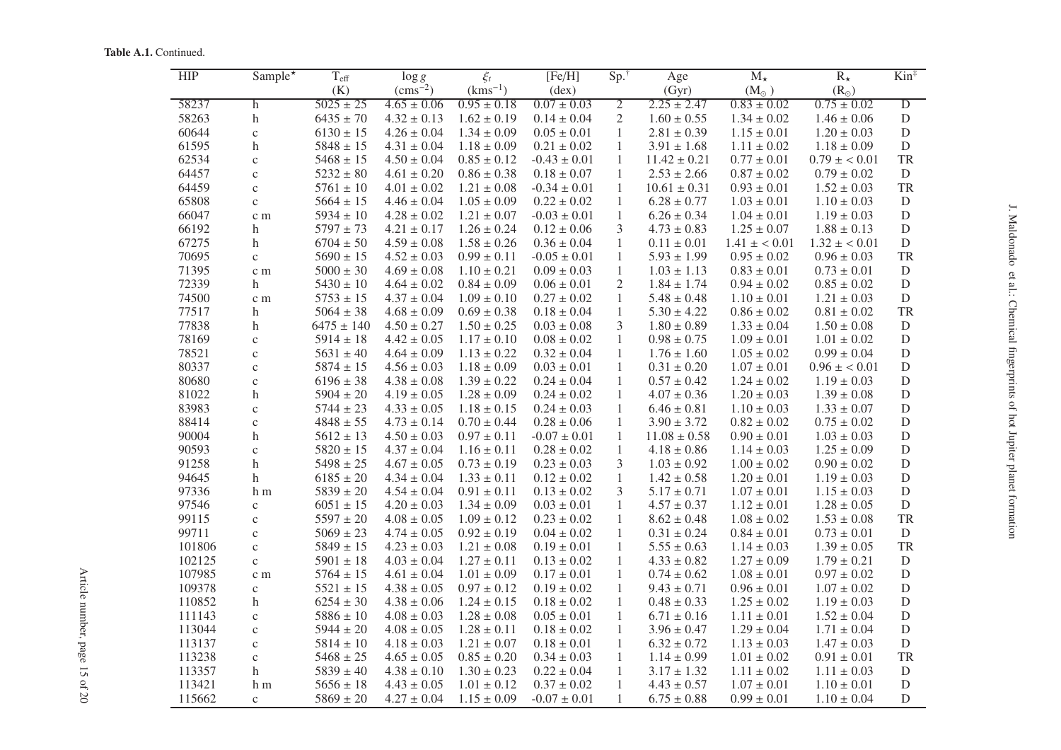**Table A.1.** Continued.

| HIP | Sample$^{\star}$ | $T_{\rm eff}$ (K) | $\log g$ (cms$^{-2}$) | $\xi_t$ (kms$^{-1}$) | [Fe/H] (dex) | Sp.$^{\dagger}$ | Age (Gyr) | $M_{\star}$ ($M_{\odot}$) | $R_{\star}$ ($R_{\odot}$) | Kin$^{\ddagger}$ |
|---|---|---|---|---|---|---|---|---|---|---|
| 58237 | h | 5025 ± 25 | 4.65 ± 0.06 | 0.95 ± 0.18 | 0.07 ± 0.03 | 2 | 2.25 ± 2.47 | 0.83 ± 0.02 | 0.75 ± 0.02 | D |
| 58263 | h | 6435 ± 70 | 4.32 ± 0.13 | 1.62 ± 0.19 | 0.14 ± 0.04 | 2 | 1.60 ± 0.55 | 1.34 ± 0.02 | 1.46 ± 0.06 | D |
| 60644 | c | 6130 ± 15 | 4.26 ± 0.04 | 1.34 ± 0.09 | 0.05 ± 0.01 | 1 | 2.81 ± 0.39 | 1.15 ± 0.01 | 1.20 ± 0.03 | D |
| 61595 | h | 5848 ± 15 | 4.31 ± 0.04 | 1.18 ± 0.09 | 0.21 ± 0.02 | 1 | 3.91 ± 1.68 | 1.11 ± 0.02 | 1.18 ± 0.09 | D |
| 62534 | c | 5468 ± 15 | 4.50 ± 0.04 | 0.85 ± 0.12 | -0.43 ± 0.01 | 1 | 11.42 ± 0.21 | 0.77 ± 0.01 | 0.79 ± < 0.01 | TR |
| 64457 | c | 5232 ± 80 | 4.61 ± 0.20 | 0.86 ± 0.38 | 0.18 ± 0.07 | 1 | 2.53 ± 2.66 | 0.87 ± 0.02 | 0.79 ± 0.02 | D |
| 64459 | c | 5761 ± 10 | 4.01 ± 0.02 | 1.21 ± 0.08 | -0.34 ± 0.01 | 1 | 10.61 ± 0.31 | 0.93 ± 0.01 | 1.52 ± 0.03 | TR |
| 65808 | c | 5664 ± 15 | 4.46 ± 0.04 | 1.05 ± 0.09 | 0.22 ± 0.02 | 1 | 6.28 ± 0.77 | 1.03 ± 0.01 | 1.10 ± 0.03 | D |
| 66047 | c m | 5934 ± 10 | 4.28 ± 0.02 | 1.21 ± 0.07 | -0.03 ± 0.01 | 1 | 6.26 ± 0.34 | 1.04 ± 0.01 | 1.19 ± 0.03 | D |
| 66192 | h | 5797 ± 73 | 4.21 ± 0.17 | 1.26 ± 0.24 | 0.12 ± 0.06 | 3 | 4.73 ± 0.83 | 1.25 ± 0.07 | 1.88 ± 0.13 | D |
| 67275 | h | 6704 ± 50 | 4.59 ± 0.08 | 1.58 ± 0.26 | 0.36 ± 0.04 | 1 | 0.11 ± 0.01 | 1.41 ± < 0.01 | 1.32 ± < 0.01 | D |
| 70695 | c | 5690 ± 15 | 4.52 ± 0.03 | 0.99 ± 0.11 | -0.05 ± 0.01 | 1 | 5.93 ± 1.99 | 0.95 ± 0.02 | 0.96 ± 0.03 | TR |
| 71395 | c m | 5000 ± 30 | 4.69 ± 0.08 | 1.10 ± 0.21 | 0.09 ± 0.03 | 1 | 1.03 ± 1.13 | 0.83 ± 0.01 | 0.73 ± 0.01 | D |
| 72339 | h | 5430 ± 10 | 4.64 ± 0.02 | 0.84 ± 0.09 | 0.06 ± 0.01 | 2 | 1.84 ± 1.74 | 0.94 ± 0.02 | 0.85 ± 0.02 | D |
| 74500 | c m | 5753 ± 15 | 4.37 ± 0.04 | 1.09 ± 0.10 | 0.27 ± 0.02 | 1 | 5.48 ± 0.48 | 1.10 ± 0.01 | 1.21 ± 0.03 | D |
| 77517 | h | 5064 ± 38 | 4.68 ± 0.09 | 0.69 ± 0.38 | 0.18 ± 0.04 | 1 | 5.30 ± 4.22 | 0.86 ± 0.02 | 0.81 ± 0.02 | TR |
| 77838 | h | 6475 ± 140 | 4.50 ± 0.27 | 1.50 ± 0.25 | 0.03 ± 0.08 | 3 | 1.80 ± 0.89 | 1.33 ± 0.04 | 1.50 ± 0.08 | D |
| 78169 | c | 5914 ± 18 | 4.42 ± 0.05 | 1.17 ± 0.10 | 0.08 ± 0.02 | 1 | 0.98 ± 0.75 | 1.09 ± 0.01 | 1.01 ± 0.02 | D |
| 78521 | c | 5631 ± 40 | 4.64 ± 0.09 | 1.13 ± 0.22 | 0.32 ± 0.04 | 1 | 1.76 ± 1.60 | 1.05 ± 0.02 | 0.99 ± 0.04 | D |
| 80337 | c | 5874 ± 15 | 4.56 ± 0.03 | 1.18 ± 0.09 | 0.03 ± 0.01 | 1 | 0.31 ± 0.20 | 1.07 ± 0.01 | 0.96 ± < 0.01 | D |
| 80680 | c | 6196 ± 38 | 4.38 ± 0.08 | 1.39 ± 0.22 | 0.24 ± 0.04 | 1 | 0.57 ± 0.42 | 1.24 ± 0.02 | 1.19 ± 0.03 | D |
| 81022 | h | 5904 ± 20 | 4.19 ± 0.05 | 1.28 ± 0.09 | 0.24 ± 0.02 | 1 | 4.07 ± 0.36 | 1.20 ± 0.03 | 1.39 ± 0.08 | D |
| 83983 | c | 5744 ± 23 | 4.33 ± 0.05 | 1.18 ± 0.15 | 0.24 ± 0.03 | 1 | 6.46 ± 0.81 | 1.10 ± 0.03 | 1.33 ± 0.07 | D |
| 88414 | c | 4848 ± 55 | 4.73 ± 0.14 | 0.70 ± 0.44 | 0.28 ± 0.06 | 1 | 3.90 ± 3.72 | 0.82 ± 0.02 | 0.75 ± 0.02 | D |
| 90004 | h | 5612 ± 13 | 4.50 ± 0.03 | 0.97 ± 0.11 | -0.07 ± 0.01 | 1 | 11.08 ± 0.58 | 0.90 ± 0.01 | 1.03 ± 0.03 | D |
| 90593 | c | 5820 ± 15 | 4.37 ± 0.04 | 1.16 ± 0.11 | 0.28 ± 0.02 | 1 | 4.18 ± 0.86 | 1.14 ± 0.03 | 1.25 ± 0.09 | D |
| 91258 | h | 5498 ± 25 | 4.67 ± 0.05 | 0.73 ± 0.19 | 0.23 ± 0.03 | 3 | 1.03 ± 0.92 | 1.00 ± 0.02 | 0.90 ± 0.02 | D |
| 94645 | h | 6185 ± 20 | 4.34 ± 0.04 | 1.33 ± 0.11 | 0.12 ± 0.02 | 1 | 1.42 ± 0.58 | 1.20 ± 0.01 | 1.19 ± 0.03 | D |
| 97336 | h m | 5839 ± 20 | 4.54 ± 0.04 | 0.91 ± 0.11 | 0.13 ± 0.02 | 3 | 5.17 ± 0.71 | 1.07 ± 0.01 | 1.15 ± 0.03 | D |
| 97546 | c | 6051 ± 15 | 4.20 ± 0.03 | 1.34 ± 0.09 | 0.03 ± 0.01 | 1 | 4.57 ± 0.37 | 1.12 ± 0.01 | 1.28 ± 0.05 | D |
| 99115 | c | 5597 ± 20 | 4.08 ± 0.05 | 1.09 ± 0.12 | 0.23 ± 0.02 | 1 | 8.62 ± 0.48 | 1.08 ± 0.02 | 1.53 ± 0.08 | TR |
| 99711 | c | 5069 ± 23 | 4.74 ± 0.05 | 0.92 ± 0.19 | 0.04 ± 0.02 | 1 | 0.31 ± 0.24 | 0.84 ± 0.01 | 0.73 ± 0.01 | D |
| 101806 | c | 5849 ± 15 | 4.23 ± 0.03 | 1.21 ± 0.08 | 0.19 ± 0.01 | 1 | 5.55 ± 0.63 | 1.14 ± 0.03 | 1.39 ± 0.05 | TR |
| 102125 | c | 5901 ± 18 | 4.03 ± 0.04 | 1.27 ± 0.11 | 0.13 ± 0.02 | 1 | 4.33 ± 0.82 | 1.27 ± 0.09 | 1.79 ± 0.21 | D |
| 107985 | c m | 5764 ± 15 | 4.61 ± 0.04 | 1.01 ± 0.09 | 0.17 ± 0.01 | 1 | 0.74 ± 0.62 | 1.08 ± 0.01 | 0.97 ± 0.02 | D |
| 109378 | c | 5521 ± 15 | 4.38 ± 0.05 | 0.97 ± 0.12 | 0.19 ± 0.02 | 1 | 9.43 ± 0.71 | 0.96 ± 0.01 | 1.07 ± 0.02 | D |
| 110852 | h | 6254 ± 30 | 4.38 ± 0.06 | 1.24 ± 0.15 | 0.18 ± 0.02 | 1 | 0.48 ± 0.33 | 1.25 ± 0.02 | 1.19 ± 0.03 | D |
| 111143 | c | 5886 ± 10 | 4.08 ± 0.03 | 1.28 ± 0.08 | 0.05 ± 0.01 | 1 | 6.71 ± 0.16 | 1.11 ± 0.01 | 1.52 ± 0.04 | D |
| 113044 | c | 5944 ± 20 | 4.08 ± 0.05 | 1.28 ± 0.11 | 0.18 ± 0.02 | 1 | 3.96 ± 0.47 | 1.29 ± 0.04 | 1.71 ± 0.04 | D |
| 113137 | c | 5814 ± 10 | 4.18 ± 0.03 | 1.21 ± 0.07 | 0.18 ± 0.01 | 1 | 6.32 ± 0.72 | 1.13 ± 0.03 | 1.47 ± 0.03 | D |
| 113238 | c | 5468 ± 25 | 4.65 ± 0.05 | 0.85 ± 0.20 | 0.34 ± 0.03 | 1 | 1.14 ± 0.99 | 1.01 ± 0.02 | 0.91 ± 0.01 | TR |
| 113357 | h | 5839 ± 40 | 4.38 ± 0.10 | 1.30 ± 0.23 | 0.22 ± 0.04 | 1 | 3.17 ± 1.32 | 1.11 ± 0.02 | 1.11 ± 0.03 | D |
| 113421 | h m | 5656 ± 18 | 4.43 ± 0.05 | 1.01 ± 0.12 | 0.37 ± 0.02 | 1 | 4.43 ± 0.57 | 1.07 ± 0.01 | 1.10 ± 0.01 | D |
| 115662 | c | 5869 ± 20 | 4.27 ± 0.04 | 1.15 ± 0.09 | -0.07 ± 0.01 | 1 | 6.75 ± 0.88 | 0.99 ± 0.01 | 1.10 ± 0.04 | D |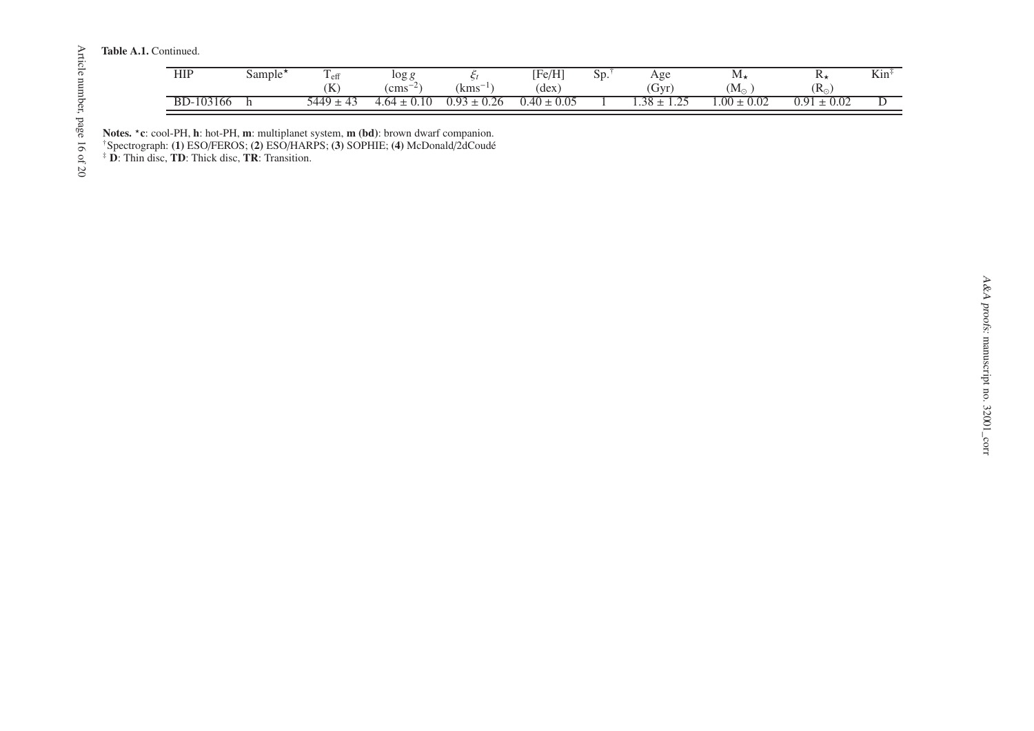**Table A.1.** Continued.

| HIP | Sample$^{\star}$ | $T_{eff}$ (K) | $\log g$ ($cms^{-2}$) | $\xi_t$ ($kms^{-1}$) | [Fe/H] (dex) | Sp.$^{\dagger}$ | Age (Gyr) | $M_{\star}$ ($M_{\odot}$) | $R_{\star}$ ($R_{\odot}$) | Kin$^{\ddagger}$ |
|---|---|---|---|---|---|---|---|---|---|---|
| BD-103166 | h | $5449 \pm 43$ | $4.64 \pm 0.10$ | $0.93 \pm 0.26$ | $0.40 \pm 0.05$ | 1 | $1.38 \pm 1.25$ | $1.00 \pm 0.02$ | $0.91 \pm 0.02$ | D |

**Notes.** $^{\star}$**c**: cool-PH, **h**: hot-PH, **m**: multiplanet system, **m (bd)**: brown dwarf companion.
$^{\dagger}$Spectrograph: **(1)** ESO/FEROS; **(2)** ESO/HARPS; **(3)** SOPHIE; **(4)** McDonald/2dCoudé
$^{\ddagger}$ **D**: Thin disc, **TD**: Thick disc, **TR**: Transition.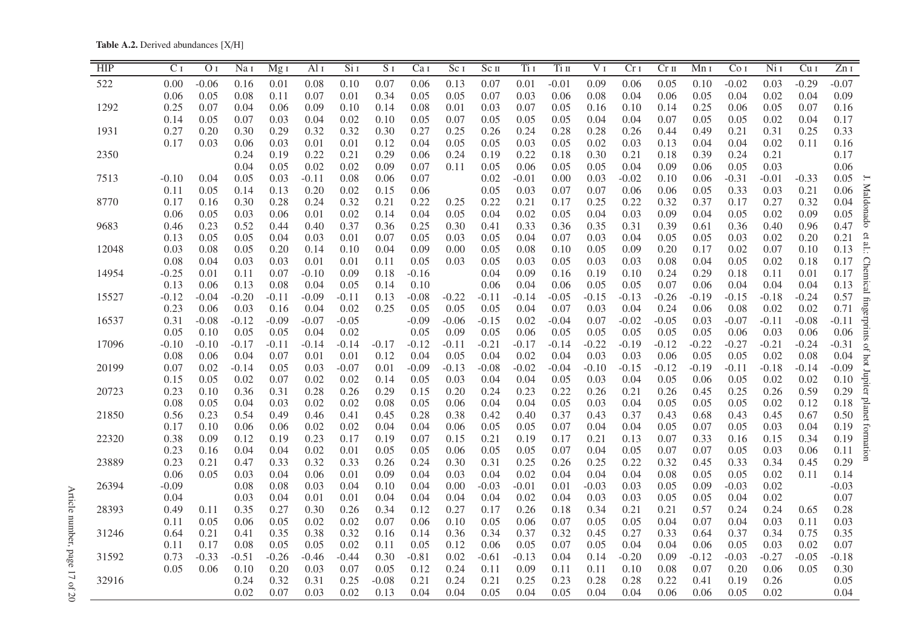**Table A.2.** Derived abundances [X/H]

| HIP | C I | O I | Na I | Mg I | Al I | Si I | S I | Ca I | Sc I | Sc II | Ti I | Ti II | V I | Cr I | Cr II | Mn I | Co I | Ni I | Cu I | Zn I |
|---|---|---|---|---|---|---|---|---|---|---|---|---|---|---|---|---|---|---|---|---|
| 522 | 0.00 | -0.06 | 0.16 | 0.01 | 0.08 | 0.10 | 0.07 | 0.06 | 0.13 | 0.07 | 0.01 | -0.01 | 0.09 | 0.06 | 0.05 | 0.10 | -0.02 | 0.03 | -0.29 | -0.07 |
| | 0.06 | 0.05 | 0.08 | 0.11 | 0.07 | 0.01 | 0.34 | 0.05 | 0.05 | 0.07 | 0.03 | 0.06 | 0.08 | 0.04 | 0.06 | 0.05 | 0.04 | 0.02 | 0.04 | 0.09 |
| 1292 | 0.25 | 0.07 | 0.04 | 0.06 | 0.09 | 0.10 | 0.14 | 0.08 | 0.01 | 0.03 | 0.07 | 0.05 | 0.16 | 0.10 | 0.14 | 0.25 | 0.06 | 0.05 | 0.07 | 0.16 |
| | 0.14 | 0.05 | 0.07 | 0.03 | 0.04 | 0.02 | 0.10 | 0.05 | 0.07 | 0.05 | 0.05 | 0.05 | 0.04 | 0.04 | 0.07 | 0.05 | 0.05 | 0.02 | 0.04 | 0.17 |
| 1931 | 0.27 | 0.20 | 0.30 | 0.29 | 0.32 | 0.32 | 0.30 | 0.27 | 0.25 | 0.26 | 0.24 | 0.28 | 0.28 | 0.26 | 0.44 | 0.49 | 0.21 | 0.31 | 0.25 | 0.33 |
| | 0.17 | 0.03 | 0.06 | 0.03 | 0.01 | 0.01 | 0.12 | 0.04 | 0.05 | 0.05 | 0.03 | 0.05 | 0.02 | 0.03 | 0.13 | 0.04 | 0.04 | 0.02 | 0.11 | 0.16 |
| 2350 | | | 0.24 | 0.19 | 0.22 | 0.21 | 0.29 | 0.06 | 0.24 | 0.19 | 0.22 | 0.18 | 0.30 | 0.21 | 0.18 | 0.39 | 0.24 | 0.21 | | 0.17 |
| | | | 0.04 | 0.05 | 0.02 | 0.02 | 0.09 | 0.07 | 0.11 | 0.05 | 0.06 | 0.05 | 0.05 | 0.04 | 0.09 | 0.06 | 0.05 | 0.03 | | 0.06 |
| 7513 | -0.10 | 0.04 | 0.05 | 0.03 | -0.11 | 0.08 | 0.06 | 0.07 | | 0.02 | -0.01 | 0.00 | 0.03 | -0.02 | 0.10 | 0.06 | -0.31 | -0.01 | -0.33 | 0.05 |
| | 0.11 | 0.05 | 0.14 | 0.13 | 0.20 | 0.02 | 0.15 | 0.06 | | 0.05 | 0.03 | 0.07 | 0.07 | 0.06 | 0.06 | 0.05 | 0.33 | 0.03 | 0.21 | 0.06 |
| 8770 | 0.17 | 0.16 | 0.30 | 0.28 | 0.24 | 0.32 | 0.21 | 0.22 | 0.25 | 0.22 | 0.21 | 0.17 | 0.25 | 0.22 | 0.32 | 0.37 | 0.17 | 0.27 | 0.32 | 0.04 |
| | 0.06 | 0.05 | 0.03 | 0.06 | 0.01 | 0.02 | 0.14 | 0.04 | 0.05 | 0.04 | 0.02 | 0.05 | 0.04 | 0.03 | 0.09 | 0.04 | 0.05 | 0.02 | 0.09 | 0.05 |
| 9683 | 0.46 | 0.23 | 0.52 | 0.44 | 0.40 | 0.37 | 0.36 | 0.25 | 0.30 | 0.41 | 0.33 | 0.36 | 0.35 | 0.31 | 0.39 | 0.61 | 0.36 | 0.40 | 0.96 | 0.47 |
| | 0.13 | 0.05 | 0.05 | 0.04 | 0.03 | 0.01 | 0.07 | 0.05 | 0.03 | 0.05 | 0.04 | 0.07 | 0.03 | 0.04 | 0.05 | 0.05 | 0.03 | 0.02 | 0.20 | 0.21 |
| 12048 | 0.03 | 0.08 | 0.05 | 0.20 | 0.14 | 0.10 | 0.04 | 0.09 | 0.00 | 0.05 | 0.08 | 0.10 | 0.05 | 0.09 | 0.20 | 0.17 | 0.02 | 0.07 | 0.10 | 0.13 |
| | 0.08 | 0.04 | 0.03 | 0.03 | 0.01 | 0.01 | 0.11 | 0.05 | 0.03 | 0.05 | 0.03 | 0.05 | 0.03 | 0.03 | 0.08 | 0.04 | 0.05 | 0.02 | 0.18 | 0.17 |
| 14954 | -0.25 | 0.01 | 0.11 | 0.07 | -0.10 | 0.09 | 0.18 | -0.16 | | 0.04 | 0.09 | 0.16 | 0.19 | 0.10 | 0.24 | 0.29 | 0.18 | 0.11 | 0.01 | 0.17 |
| | 0.13 | 0.06 | 0.13 | 0.08 | 0.04 | 0.05 | 0.14 | 0.10 | | 0.06 | 0.04 | 0.06 | 0.05 | 0.05 | 0.07 | 0.06 | 0.04 | 0.04 | 0.04 | 0.13 |
| 15527 | -0.12 | -0.04 | -0.20 | -0.11 | -0.09 | -0.11 | 0.13 | -0.08 | -0.22 | -0.11 | -0.14 | -0.05 | -0.15 | -0.13 | -0.26 | -0.19 | -0.15 | -0.18 | -0.24 | 0.57 |
| | 0.23 | 0.06 | 0.03 | 0.16 | 0.04 | 0.02 | 0.25 | 0.05 | 0.05 | 0.05 | 0.04 | 0.07 | 0.03 | 0.04 | 0.24 | 0.06 | 0.08 | 0.02 | 0.02 | 0.71 |
| 16537 | 0.31 | -0.08 | -0.12 | -0.09 | -0.07 | -0.05 | | -0.09 | -0.06 | -0.15 | 0.02 | -0.04 | 0.07 | -0.02 | -0.05 | 0.03 | -0.07 | -0.11 | -0.08 | -0.11 |
| | 0.05 | 0.10 | 0.05 | 0.05 | 0.04 | 0.02 | | 0.05 | 0.09 | 0.05 | 0.06 | 0.05 | 0.05 | 0.05 | 0.05 | 0.05 | 0.06 | 0.03 | 0.06 | 0.06 |
| 17096 | -0.10 | -0.10 | -0.17 | -0.11 | -0.14 | -0.14 | -0.17 | -0.12 | -0.11 | -0.21 | -0.17 | -0.14 | -0.22 | -0.19 | -0.12 | -0.22 | -0.27 | -0.21 | -0.24 | -0.31 |
| | 0.08 | 0.06 | 0.04 | 0.07 | 0.01 | 0.01 | 0.12 | 0.04 | 0.05 | 0.04 | 0.02 | 0.04 | 0.03 | 0.03 | 0.06 | 0.05 | 0.05 | 0.02 | 0.08 | 0.04 |
| 20199 | 0.07 | 0.02 | -0.14 | 0.05 | 0.03 | -0.07 | 0.01 | -0.09 | -0.13 | -0.08 | -0.02 | -0.04 | -0.10 | -0.15 | -0.12 | -0.19 | -0.11 | -0.18 | -0.14 | -0.09 |
| | 0.15 | 0.05 | 0.02 | 0.07 | 0.02 | 0.02 | 0.14 | 0.05 | 0.03 | 0.04 | 0.04 | 0.05 | 0.03 | 0.04 | 0.05 | 0.06 | 0.05 | 0.02 | 0.02 | 0.10 |
| 20723 | 0.23 | 0.10 | 0.36 | 0.31 | 0.28 | 0.26 | 0.29 | 0.15 | 0.20 | 0.24 | 0.23 | 0.22 | 0.26 | 0.21 | 0.26 | 0.45 | 0.25 | 0.26 | 0.59 | 0.29 |
| | 0.08 | 0.05 | 0.04 | 0.03 | 0.02 | 0.02 | 0.08 | 0.05 | 0.06 | 0.04 | 0.04 | 0.05 | 0.03 | 0.04 | 0.05 | 0.05 | 0.05 | 0.02 | 0.12 | 0.18 |
| 21850 | 0.56 | 0.23 | 0.54 | 0.49 | 0.46 | 0.41 | 0.45 | 0.28 | 0.38 | 0.42 | 0.40 | 0.37 | 0.43 | 0.37 | 0.43 | 0.68 | 0.43 | 0.45 | 0.67 | 0.50 |
| | 0.17 | 0.10 | 0.06 | 0.06 | 0.02 | 0.02 | 0.04 | 0.04 | 0.06 | 0.05 | 0.05 | 0.07 | 0.04 | 0.04 | 0.05 | 0.07 | 0.05 | 0.03 | 0.04 | 0.19 |
| 22320 | 0.38 | 0.09 | 0.12 | 0.19 | 0.23 | 0.17 | 0.19 | 0.07 | 0.15 | 0.21 | 0.19 | 0.17 | 0.21 | 0.13 | 0.07 | 0.33 | 0.16 | 0.15 | 0.34 | 0.19 |
| | 0.23 | 0.16 | 0.04 | 0.04 | 0.02 | 0.01 | 0.05 | 0.05 | 0.06 | 0.05 | 0.05 | 0.07 | 0.04 | 0.05 | 0.07 | 0.07 | 0.05 | 0.03 | 0.06 | 0.11 |
| 23889 | 0.23 | 0.21 | 0.47 | 0.33 | 0.32 | 0.33 | 0.26 | 0.24 | 0.30 | 0.31 | 0.25 | 0.26 | 0.25 | 0.22 | 0.32 | 0.45 | 0.33 | 0.34 | 0.45 | 0.29 |
| | 0.06 | 0.05 | 0.03 | 0.04 | 0.06 | 0.01 | 0.09 | 0.04 | 0.03 | 0.04 | 0.02 | 0.04 | 0.04 | 0.04 | 0.08 | 0.05 | 0.05 | 0.02 | 0.11 | 0.14 |
| 26394 | -0.09 | | 0.08 | 0.08 | 0.03 | 0.04 | 0.10 | 0.04 | 0.00 | -0.03 | -0.01 | 0.01 | -0.03 | 0.03 | 0.05 | 0.09 | -0.03 | 0.02 | | -0.03 |
| | 0.04 | | 0.03 | 0.04 | 0.01 | 0.01 | 0.04 | 0.04 | 0.04 | 0.04 | 0.02 | 0.04 | 0.03 | 0.03 | 0.05 | 0.05 | 0.04 | 0.02 | | 0.07 |
| 28393 | 0.49 | 0.11 | 0.35 | 0.27 | 0.30 | 0.26 | 0.34 | 0.12 | 0.27 | 0.17 | 0.26 | 0.18 | 0.34 | 0.21 | 0.21 | 0.57 | 0.24 | 0.24 | 0.65 | 0.28 |
| | 0.11 | 0.05 | 0.06 | 0.05 | 0.02 | 0.02 | 0.07 | 0.06 | 0.10 | 0.05 | 0.06 | 0.07 | 0.05 | 0.05 | 0.04 | 0.07 | 0.04 | 0.03 | 0.11 | 0.03 |
| 31246 | 0.64 | 0.21 | 0.41 | 0.35 | 0.38 | 0.32 | 0.16 | 0.14 | 0.36 | 0.34 | 0.37 | 0.32 | 0.45 | 0.27 | 0.33 | 0.64 | 0.37 | 0.34 | 0.75 | 0.35 |
| | 0.11 | 0.17 | 0.08 | 0.05 | 0.05 | 0.02 | 0.11 | 0.05 | 0.12 | 0.06 | 0.05 | 0.07 | 0.05 | 0.04 | 0.04 | 0.06 | 0.05 | 0.03 | 0.02 | 0.07 |
| 31592 | 0.73 | -0.33 | -0.51 | -0.26 | -0.46 | -0.44 | 0.30 | -0.81 | 0.02 | -0.61 | -0.13 | 0.04 | 0.14 | -0.20 | 0.09 | -0.12 | -0.03 | -0.27 | -0.05 | -0.18 |
| | 0.05 | 0.06 | 0.10 | 0.20 | 0.03 | 0.07 | 0.05 | 0.12 | 0.24 | 0.11 | 0.09 | 0.11 | 0.11 | 0.10 | 0.08 | 0.07 | 0.20 | 0.06 | 0.05 | 0.30 |
| 32916 | | | 0.24 | 0.32 | 0.31 | 0.25 | -0.08 | 0.21 | 0.24 | 0.21 | 0.25 | 0.23 | 0.28 | 0.28 | 0.22 | 0.41 | 0.19 | 0.26 | | 0.05 |
| | | | 0.02 | 0.07 | 0.03 | 0.02 | 0.13 | 0.04 | 0.04 | 0.05 | 0.04 | 0.05 | 0.04 | 0.04 | 0.06 | 0.06 | 0.05 | 0.02 | | 0.04 |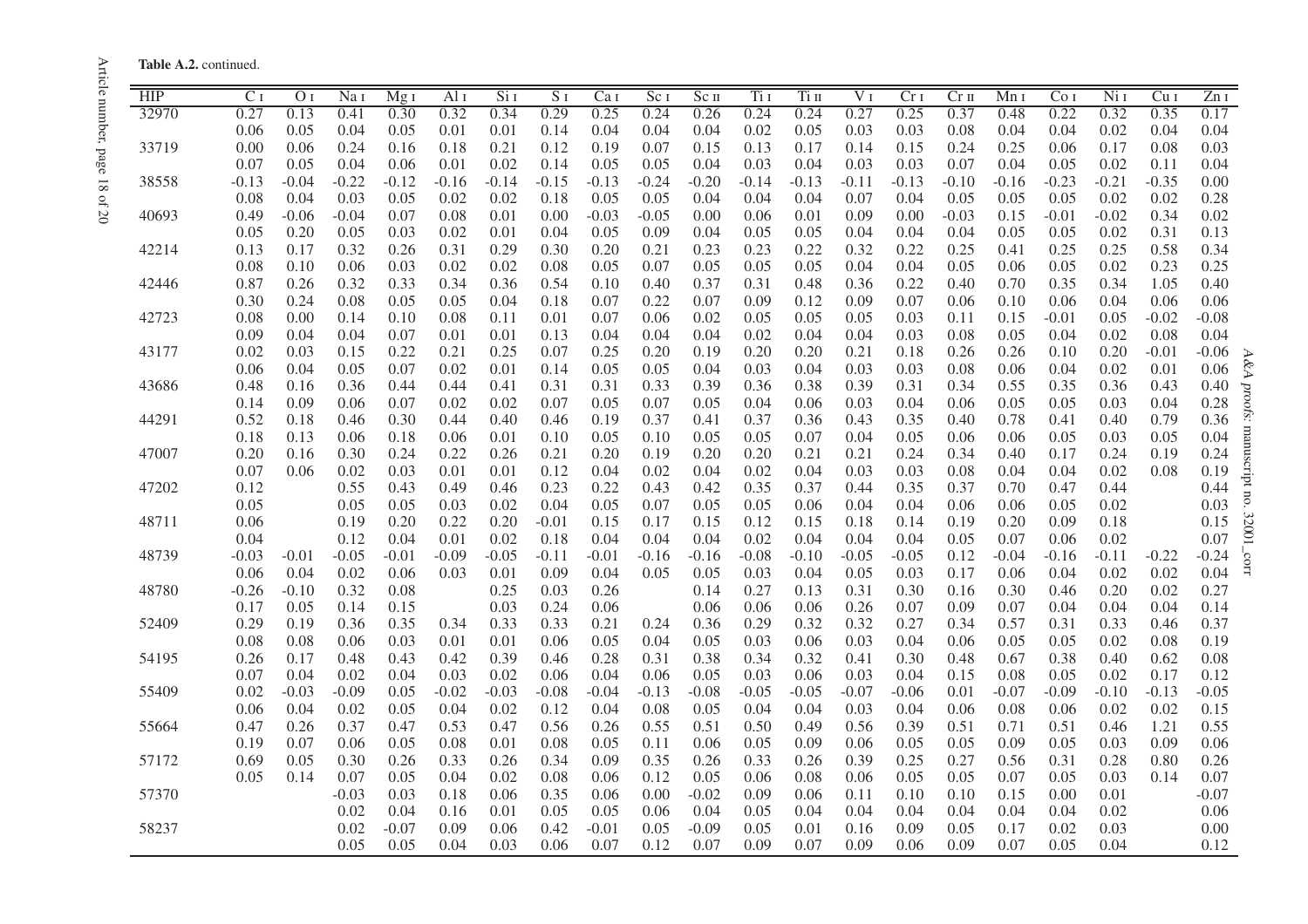**Table A.2.** continued.

| HIP | C I | O I | Na I | Mg I | Al I | Si I | S I | Ca I | Sc I | Sc II | Ti I | Ti II | V I | Cr I | Cr II | Mn I | Co I | Ni I | Cu I | Zn I |
|---|---|---|---|---|---|---|---|---|---|---|---|---|---|---|---|---|---|---|---|---|
| 32970 | 0.27 | 0.13 | 0.41 | 0.30 | 0.32 | 0.34 | 0.29 | 0.25 | 0.24 | 0.26 | 0.24 | 0.24 | 0.27 | 0.25 | 0.37 | 0.48 | 0.22 | 0.32 | 0.35 | 0.17 |
| | 0.06 | 0.05 | 0.04 | 0.05 | 0.01 | 0.01 | 0.14 | 0.04 | 0.04 | 0.04 | 0.02 | 0.05 | 0.03 | 0.03 | 0.08 | 0.04 | 0.04 | 0.02 | 0.04 | 0.04 |
| 33719 | 0.00 | 0.06 | 0.24 | 0.16 | 0.18 | 0.21 | 0.12 | 0.19 | 0.07 | 0.15 | 0.13 | 0.17 | 0.14 | 0.15 | 0.24 | 0.25 | 0.06 | 0.17 | 0.08 | 0.03 |
| | 0.07 | 0.05 | 0.04 | 0.06 | 0.01 | 0.02 | 0.14 | 0.05 | 0.05 | 0.04 | 0.03 | 0.04 | 0.03 | 0.03 | 0.07 | 0.04 | 0.05 | 0.02 | 0.11 | 0.04 |
| 38558 | -0.13 | -0.04 | -0.22 | -0.12 | -0.16 | -0.14 | -0.15 | -0.13 | -0.24 | -0.20 | -0.14 | -0.13 | -0.11 | -0.13 | -0.10 | -0.16 | -0.23 | -0.21 | -0.35 | 0.00 |
| | 0.08 | 0.04 | 0.03 | 0.05 | 0.02 | 0.02 | 0.18 | 0.05 | 0.05 | 0.04 | 0.04 | 0.04 | 0.07 | 0.04 | 0.05 | 0.05 | 0.05 | 0.02 | 0.02 | 0.28 |
| 40693 | 0.49 | -0.06 | -0.04 | 0.07 | 0.08 | 0.01 | 0.00 | -0.03 | -0.05 | 0.00 | 0.06 | 0.01 | 0.09 | 0.00 | -0.03 | 0.15 | -0.01 | -0.02 | 0.34 | 0.02 |
| | 0.05 | 0.20 | 0.05 | 0.03 | 0.02 | 0.01 | 0.04 | 0.05 | 0.09 | 0.04 | 0.05 | 0.05 | 0.04 | 0.04 | 0.04 | 0.05 | 0.05 | 0.02 | 0.31 | 0.13 |
| 42214 | 0.13 | 0.17 | 0.32 | 0.26 | 0.31 | 0.29 | 0.30 | 0.20 | 0.21 | 0.23 | 0.23 | 0.22 | 0.32 | 0.22 | 0.25 | 0.41 | 0.25 | 0.25 | 0.58 | 0.34 |
| | 0.08 | 0.10 | 0.06 | 0.03 | 0.02 | 0.02 | 0.08 | 0.05 | 0.07 | 0.05 | 0.05 | 0.05 | 0.04 | 0.04 | 0.05 | 0.06 | 0.05 | 0.02 | 0.23 | 0.25 |
| 42446 | 0.87 | 0.26 | 0.32 | 0.33 | 0.34 | 0.36 | 0.54 | 0.10 | 0.40 | 0.37 | 0.31 | 0.48 | 0.36 | 0.22 | 0.40 | 0.70 | 0.35 | 0.34 | 1.05 | 0.40 |
| | 0.30 | 0.24 | 0.08 | 0.05 | 0.05 | 0.04 | 0.18 | 0.07 | 0.22 | 0.07 | 0.09 | 0.12 | 0.09 | 0.07 | 0.06 | 0.10 | 0.06 | 0.04 | 0.06 | 0.06 |
| 42723 | 0.08 | 0.00 | 0.14 | 0.10 | 0.08 | 0.11 | 0.01 | 0.07 | 0.06 | 0.02 | 0.05 | 0.05 | 0.05 | 0.03 | 0.11 | 0.15 | -0.01 | 0.05 | -0.02 | -0.08 |
| | 0.09 | 0.04 | 0.04 | 0.07 | 0.01 | 0.01 | 0.13 | 0.04 | 0.04 | 0.04 | 0.02 | 0.04 | 0.04 | 0.03 | 0.08 | 0.05 | 0.04 | 0.02 | 0.08 | 0.04 |
| 43177 | 0.02 | 0.03 | 0.15 | 0.22 | 0.21 | 0.25 | 0.07 | 0.25 | 0.20 | 0.19 | 0.20 | 0.20 | 0.21 | 0.18 | 0.26 | 0.26 | 0.10 | 0.20 | -0.01 | -0.06 |
| | 0.06 | 0.04 | 0.05 | 0.07 | 0.02 | 0.01 | 0.14 | 0.05 | 0.05 | 0.04 | 0.03 | 0.04 | 0.03 | 0.03 | 0.08 | 0.06 | 0.04 | 0.02 | 0.01 | 0.06 |
| 43686 | 0.48 | 0.16 | 0.36 | 0.44 | 0.44 | 0.41 | 0.31 | 0.31 | 0.33 | 0.39 | 0.36 | 0.38 | 0.39 | 0.31 | 0.34 | 0.55 | 0.35 | 0.36 | 0.43 | 0.40 |
| | 0.14 | 0.09 | 0.06 | 0.07 | 0.02 | 0.02 | 0.07 | 0.05 | 0.07 | 0.05 | 0.04 | 0.06 | 0.03 | 0.04 | 0.06 | 0.05 | 0.05 | 0.03 | 0.04 | 0.28 |
| 44291 | 0.52 | 0.18 | 0.46 | 0.30 | 0.44 | 0.40 | 0.46 | 0.19 | 0.37 | 0.41 | 0.37 | 0.36 | 0.43 | 0.35 | 0.40 | 0.78 | 0.41 | 0.40 | 0.79 | 0.36 |
| | 0.18 | 0.13 | 0.06 | 0.18 | 0.06 | 0.01 | 0.10 | 0.05 | 0.10 | 0.05 | 0.05 | 0.07 | 0.04 | 0.05 | 0.06 | 0.06 | 0.05 | 0.03 | 0.05 | 0.04 |
| 47007 | 0.20 | 0.16 | 0.30 | 0.24 | 0.22 | 0.26 | 0.21 | 0.20 | 0.19 | 0.20 | 0.20 | 0.21 | 0.21 | 0.24 | 0.34 | 0.40 | 0.17 | 0.24 | 0.19 | 0.24 |
| | 0.07 | 0.06 | 0.02 | 0.03 | 0.01 | 0.01 | 0.12 | 0.04 | 0.02 | 0.04 | 0.02 | 0.04 | 0.03 | 0.03 | 0.08 | 0.04 | 0.04 | 0.02 | 0.08 | 0.19 |
| 47202 | 0.12 | | 0.55 | 0.43 | 0.49 | 0.46 | 0.23 | 0.22 | 0.43 | 0.42 | 0.35 | 0.37 | 0.44 | 0.35 | 0.37 | 0.70 | 0.47 | 0.44 | | 0.44 |
| | 0.05 | | 0.05 | 0.05 | 0.03 | 0.02 | 0.04 | 0.05 | 0.07 | 0.05 | 0.05 | 0.06 | 0.04 | 0.04 | 0.06 | 0.06 | 0.05 | 0.02 | | 0.03 |
| 48711 | 0.06 | | 0.19 | 0.20 | 0.22 | 0.20 | -0.01 | 0.15 | 0.17 | 0.15 | 0.12 | 0.15 | 0.18 | 0.14 | 0.19 | 0.20 | 0.09 | 0.18 | | 0.15 |
| | 0.04 | | 0.12 | 0.04 | 0.01 | 0.02 | 0.18 | 0.04 | 0.04 | 0.04 | 0.02 | 0.04 | 0.04 | 0.04 | 0.05 | 0.07 | 0.06 | 0.02 | | 0.07 |
| 48739 | -0.03 | -0.01 | -0.05 | -0.01 | -0.09 | -0.05 | -0.11 | -0.01 | -0.16 | -0.16 | -0.08 | -0.10 | -0.05 | -0.05 | 0.12 | -0.04 | -0.16 | -0.11 | -0.22 | -0.24 |
| | 0.06 | 0.04 | 0.02 | 0.06 | 0.03 | 0.01 | 0.09 | 0.04 | 0.05 | 0.05 | 0.03 | 0.04 | 0.05 | 0.03 | 0.17 | 0.06 | 0.04 | 0.02 | 0.02 | 0.04 |
| 48780 | -0.26 | -0.10 | 0.32 | 0.08 | | 0.25 | 0.03 | 0.26 | | 0.14 | 0.27 | 0.13 | 0.31 | 0.30 | 0.16 | 0.30 | 0.46 | 0.20 | 0.02 | 0.27 |
| | 0.17 | 0.05 | 0.14 | 0.15 | | 0.03 | 0.24 | 0.06 | | 0.06 | 0.06 | 0.06 | 0.26 | 0.07 | 0.09 | 0.07 | 0.04 | 0.04 | 0.04 | 0.14 |
| 52409 | 0.29 | 0.19 | 0.36 | 0.35 | 0.34 | 0.33 | 0.33 | 0.21 | 0.24 | 0.36 | 0.29 | 0.32 | 0.32 | 0.27 | 0.34 | 0.57 | 0.31 | 0.33 | 0.46 | 0.37 |
| | 0.08 | 0.08 | 0.06 | 0.03 | 0.01 | 0.01 | 0.06 | 0.05 | 0.04 | 0.05 | 0.03 | 0.06 | 0.03 | 0.04 | 0.06 | 0.05 | 0.05 | 0.02 | 0.08 | 0.19 |
| 54195 | 0.26 | 0.17 | 0.48 | 0.43 | 0.42 | 0.39 | 0.46 | 0.28 | 0.31 | 0.38 | 0.34 | 0.32 | 0.41 | 0.30 | 0.48 | 0.67 | 0.38 | 0.40 | 0.62 | 0.08 |
| | 0.07 | 0.04 | 0.02 | 0.04 | 0.03 | 0.02 | 0.06 | 0.04 | 0.06 | 0.05 | 0.03 | 0.06 | 0.03 | 0.04 | 0.15 | 0.08 | 0.05 | 0.02 | 0.17 | 0.12 |
| 55409 | 0.02 | -0.03 | -0.09 | 0.05 | -0.02 | -0.03 | -0.08 | -0.04 | -0.13 | -0.08 | -0.05 | -0.05 | -0.07 | -0.06 | 0.01 | -0.07 | -0.09 | -0.10 | -0.13 | -0.05 |
| | 0.06 | 0.04 | 0.02 | 0.05 | 0.04 | 0.02 | 0.12 | 0.04 | 0.08 | 0.05 | 0.04 | 0.04 | 0.03 | 0.04 | 0.06 | 0.08 | 0.06 | 0.02 | 0.02 | 0.15 |
| 55664 | 0.47 | 0.26 | 0.37 | 0.47 | 0.53 | 0.47 | 0.56 | 0.26 | 0.55 | 0.51 | 0.50 | 0.49 | 0.56 | 0.39 | 0.51 | 0.71 | 0.51 | 0.46 | 1.21 | 0.55 |
| | 0.19 | 0.07 | 0.06 | 0.05 | 0.08 | 0.01 | 0.08 | 0.05 | 0.11 | 0.06 | 0.05 | 0.09 | 0.06 | 0.05 | 0.05 | 0.09 | 0.05 | 0.03 | 0.09 | 0.06 |
| 57172 | 0.69 | 0.05 | 0.30 | 0.26 | 0.33 | 0.26 | 0.34 | 0.09 | 0.35 | 0.26 | 0.33 | 0.26 | 0.39 | 0.25 | 0.27 | 0.56 | 0.31 | 0.28 | 0.80 | 0.26 |
| | 0.05 | 0.14 | 0.07 | 0.05 | 0.04 | 0.02 | 0.08 | 0.06 | 0.12 | 0.05 | 0.06 | 0.08 | 0.06 | 0.05 | 0.05 | 0.07 | 0.05 | 0.03 | 0.14 | 0.07 |
| 57370 | | | -0.03 | 0.03 | 0.18 | 0.06 | 0.35 | 0.06 | 0.00 | -0.02 | 0.09 | 0.06 | 0.11 | 0.10 | 0.10 | 0.15 | 0.00 | 0.01 | | -0.07 |
| | | | 0.02 | 0.04 | 0.16 | 0.01 | 0.05 | 0.05 | 0.06 | 0.04 | 0.05 | 0.04 | 0.04 | 0.04 | 0.04 | 0.04 | 0.04 | 0.02 | | 0.06 |
| 58237 | | | 0.02 | -0.07 | 0.09 | 0.06 | 0.42 | -0.01 | 0.05 | -0.09 | 0.05 | 0.01 | 0.16 | 0.09 | 0.05 | 0.17 | 0.02 | 0.03 | | 0.00 |
| | | | 0.05 | 0.05 | 0.04 | 0.03 | 0.06 | 0.07 | 0.12 | 0.07 | 0.09 | 0.07 | 0.09 | 0.06 | 0.09 | 0.07 | 0.05 | 0.04 | | 0.12 |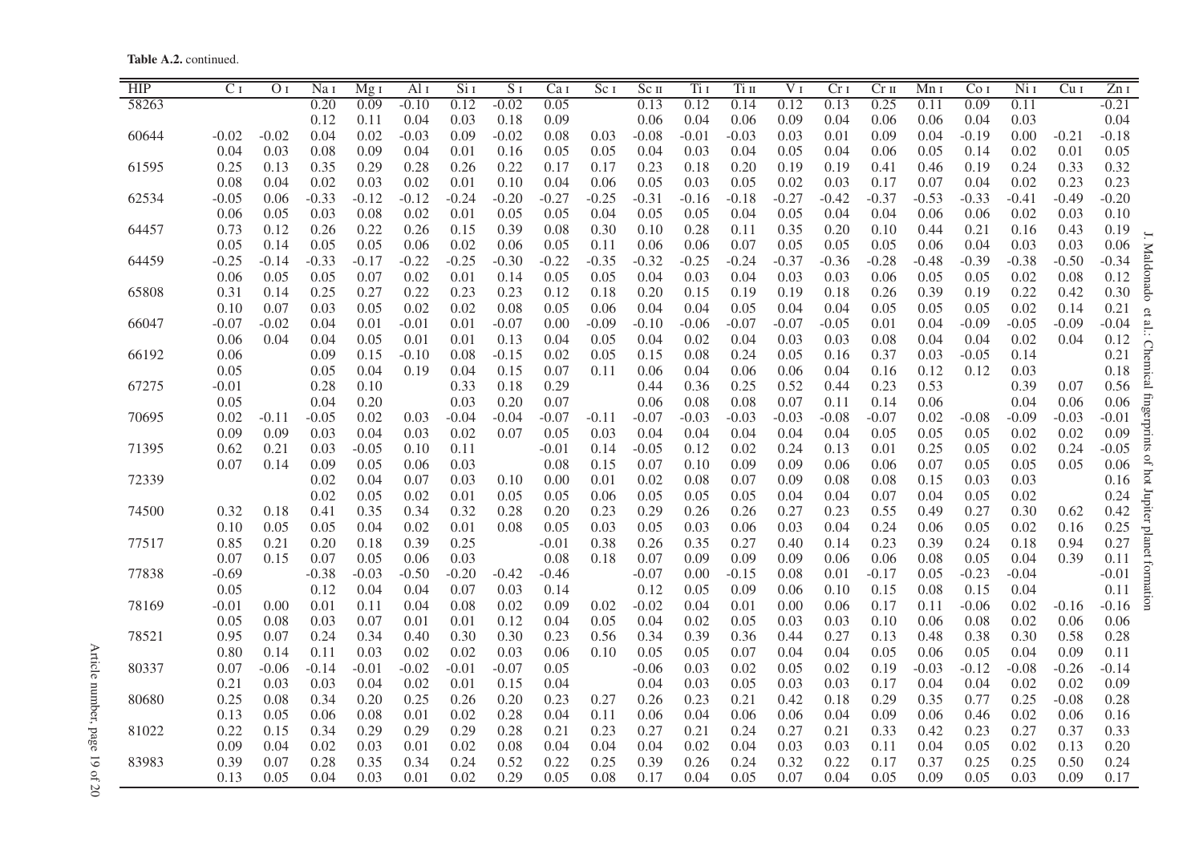**Table A.2.** continued.

| HIP | C I | O I | Na I | Mg I | Al I | Si I | S I | Ca I | Sc I | Sc II | Ti I | Ti II | V I | Cr I | Cr II | Mn I | Co I | Ni I | Cu I | Zn I |
|---|---|---|---|---|---|---|---|---|---|---|---|---|---|---|---|---|---|---|---|---|
| 58263 | | | 0.20 | 0.09 | -0.10 | 0.12 | -0.02 | 0.05 | | 0.13 | 0.12 | 0.14 | 0.12 | 0.13 | 0.25 | 0.11 | 0.09 | 0.11 | | -0.21 |
| | | | 0.12 | 0.11 | 0.04 | 0.03 | 0.18 | 0.09 | | 0.06 | 0.04 | 0.06 | 0.09 | 0.04 | 0.06 | 0.06 | 0.04 | 0.03 | | 0.04 |
| 60644 | -0.02 | -0.02 | 0.04 | 0.02 | -0.03 | 0.09 | -0.02 | 0.08 | 0.03 | -0.08 | -0.01 | -0.03 | 0.03 | 0.01 | 0.09 | 0.04 | -0.19 | 0.00 | -0.21 | -0.18 |
| | 0.04 | 0.03 | 0.08 | 0.09 | 0.04 | 0.01 | 0.16 | 0.05 | 0.05 | 0.04 | 0.03 | 0.04 | 0.05 | 0.04 | 0.06 | 0.05 | 0.14 | 0.02 | 0.01 | 0.05 |
| 61595 | 0.25 | 0.13 | 0.35 | 0.29 | 0.28 | 0.26 | 0.22 | 0.17 | 0.17 | 0.23 | 0.18 | 0.20 | 0.19 | 0.19 | 0.41 | 0.46 | 0.19 | 0.24 | 0.33 | 0.32 |
| | 0.08 | 0.04 | 0.02 | 0.03 | 0.02 | 0.01 | 0.10 | 0.04 | 0.06 | 0.05 | 0.03 | 0.05 | 0.02 | 0.03 | 0.17 | 0.07 | 0.04 | 0.02 | 0.23 | 0.23 |
| 62534 | -0.05 | 0.06 | -0.33 | -0.12 | -0.12 | -0.24 | -0.20 | -0.27 | -0.25 | -0.31 | -0.16 | -0.18 | -0.27 | -0.42 | -0.37 | -0.53 | -0.33 | -0.41 | -0.49 | -0.20 |
| | 0.06 | 0.05 | 0.03 | 0.08 | 0.02 | 0.01 | 0.05 | 0.05 | 0.04 | 0.05 | 0.05 | 0.04 | 0.05 | 0.04 | 0.04 | 0.06 | 0.06 | 0.02 | 0.03 | 0.10 |
| 64457 | 0.73 | 0.12 | 0.26 | 0.22 | 0.26 | 0.15 | 0.39 | 0.08 | 0.30 | 0.10 | 0.28 | 0.11 | 0.35 | 0.20 | 0.10 | 0.44 | 0.21 | 0.16 | 0.43 | 0.19 |
| | 0.05 | 0.14 | 0.05 | 0.05 | 0.06 | 0.02 | 0.06 | 0.05 | 0.11 | 0.06 | 0.06 | 0.07 | 0.05 | 0.05 | 0.05 | 0.06 | 0.04 | 0.03 | 0.03 | 0.06 |
| 64459 | -0.25 | -0.14 | -0.33 | -0.17 | -0.22 | -0.25 | -0.30 | -0.22 | -0.35 | -0.32 | -0.25 | -0.24 | -0.37 | -0.36 | -0.28 | -0.48 | -0.39 | -0.38 | -0.50 | -0.34 |
| | 0.06 | 0.05 | 0.05 | 0.07 | 0.02 | 0.01 | 0.14 | 0.05 | 0.05 | 0.04 | 0.03 | 0.04 | 0.03 | 0.03 | 0.06 | 0.05 | 0.05 | 0.02 | 0.08 | 0.12 |
| 65808 | 0.31 | 0.14 | 0.25 | 0.27 | 0.22 | 0.23 | 0.23 | 0.12 | 0.18 | 0.20 | 0.15 | 0.19 | 0.19 | 0.18 | 0.26 | 0.39 | 0.19 | 0.22 | 0.42 | 0.30 |
| | 0.10 | 0.07 | 0.03 | 0.05 | 0.02 | 0.02 | 0.08 | 0.05 | 0.06 | 0.04 | 0.04 | 0.05 | 0.04 | 0.04 | 0.05 | 0.05 | 0.05 | 0.02 | 0.14 | 0.21 |
| 66047 | -0.07 | -0.02 | 0.04 | 0.01 | -0.01 | 0.01 | -0.07 | 0.00 | -0.09 | -0.10 | -0.06 | -0.07 | -0.07 | -0.05 | 0.01 | 0.04 | -0.09 | -0.05 | -0.09 | -0.04 |
| | 0.06 | 0.04 | 0.04 | 0.05 | 0.01 | 0.01 | 0.13 | 0.04 | 0.05 | 0.04 | 0.02 | 0.04 | 0.03 | 0.03 | 0.08 | 0.04 | 0.04 | 0.02 | 0.04 | 0.12 |
| 66192 | 0.06 | | 0.09 | 0.15 | -0.10 | 0.08 | -0.15 | 0.02 | 0.05 | 0.15 | 0.08 | 0.24 | 0.05 | 0.16 | 0.37 | 0.03 | -0.05 | 0.14 | | 0.21 |
| | 0.05 | | 0.05 | 0.04 | 0.19 | 0.04 | 0.15 | 0.07 | 0.11 | 0.06 | 0.04 | 0.06 | 0.06 | 0.04 | 0.16 | 0.12 | 0.12 | 0.03 | | 0.18 |
| 67275 | -0.01 | | 0.28 | 0.10 | | 0.33 | 0.18 | 0.29 | | 0.44 | 0.36 | 0.25 | 0.52 | 0.44 | 0.23 | 0.53 | | 0.39 | 0.07 | 0.56 |
| | 0.05 | | 0.04 | 0.20 | | 0.03 | 0.20 | 0.07 | | 0.06 | 0.08 | 0.08 | 0.07 | 0.11 | 0.14 | 0.06 | | 0.04 | 0.06 | 0.06 |
| 70695 | 0.02 | -0.11 | -0.05 | 0.02 | 0.03 | -0.04 | -0.04 | -0.07 | -0.11 | -0.07 | -0.03 | -0.03 | -0.03 | -0.08 | -0.07 | 0.02 | -0.08 | -0.09 | -0.03 | -0.01 |
| | 0.09 | 0.09 | 0.03 | 0.04 | 0.03 | 0.02 | 0.07 | 0.05 | 0.03 | 0.04 | 0.04 | 0.04 | 0.04 | 0.04 | 0.05 | 0.05 | 0.05 | 0.02 | 0.02 | 0.09 |
| 71395 | 0.62 | 0.21 | 0.03 | -0.05 | 0.10 | 0.11 | | -0.01 | 0.14 | -0.05 | 0.12 | 0.02 | 0.24 | 0.13 | 0.01 | 0.25 | 0.05 | 0.02 | 0.24 | -0.05 |
| | 0.07 | 0.14 | 0.09 | 0.05 | 0.06 | 0.03 | | 0.08 | 0.15 | 0.07 | 0.10 | 0.09 | 0.09 | 0.06 | 0.06 | 0.07 | 0.05 | 0.05 | 0.05 | 0.06 |
| 72339 | | | 0.02 | 0.04 | 0.07 | 0.03 | 0.10 | 0.00 | 0.01 | 0.02 | 0.08 | 0.07 | 0.09 | 0.08 | 0.08 | 0.15 | 0.03 | 0.03 | | 0.16 |
| | | | 0.02 | 0.05 | 0.02 | 0.01 | 0.05 | 0.05 | 0.06 | 0.05 | 0.05 | 0.05 | 0.04 | 0.04 | 0.07 | 0.04 | 0.05 | 0.02 | | 0.24 |
| 74500 | 0.32 | 0.18 | 0.41 | 0.35 | 0.34 | 0.32 | 0.28 | 0.20 | 0.23 | 0.29 | 0.26 | 0.26 | 0.27 | 0.23 | 0.55 | 0.49 | 0.27 | 0.30 | 0.62 | 0.42 |
| | 0.10 | 0.05 | 0.05 | 0.04 | 0.02 | 0.01 | 0.08 | 0.05 | 0.03 | 0.05 | 0.03 | 0.06 | 0.03 | 0.04 | 0.24 | 0.06 | 0.05 | 0.02 | 0.16 | 0.25 |
| 77517 | 0.85 | 0.21 | 0.20 | 0.18 | 0.39 | 0.25 | | -0.01 | 0.38 | 0.26 | 0.35 | 0.27 | 0.40 | 0.14 | 0.23 | 0.39 | 0.24 | 0.18 | 0.94 | 0.27 |
| | 0.07 | 0.15 | 0.07 | 0.05 | 0.06 | 0.03 | | 0.08 | 0.18 | 0.07 | 0.09 | 0.09 | 0.09 | 0.06 | 0.06 | 0.08 | 0.05 | 0.04 | 0.39 | 0.11 |
| 77838 | -0.69 | | -0.38 | -0.03 | -0.50 | -0.20 | -0.42 | -0.46 | | -0.07 | 0.00 | -0.15 | 0.08 | 0.01 | -0.17 | 0.05 | -0.23 | -0.04 | | -0.01 |
| | 0.05 | | 0.12 | 0.04 | 0.04 | 0.07 | 0.03 | 0.14 | | 0.12 | 0.05 | 0.09 | 0.06 | 0.10 | 0.15 | 0.08 | 0.15 | 0.04 | | 0.11 |
| 78169 | -0.01 | 0.00 | 0.01 | 0.11 | 0.04 | 0.08 | 0.02 | 0.09 | 0.02 | -0.02 | 0.04 | 0.01 | 0.00 | 0.06 | 0.17 | 0.11 | -0.06 | 0.02 | -0.16 | -0.16 |
| | 0.05 | 0.08 | 0.03 | 0.07 | 0.01 | 0.01 | 0.12 | 0.04 | 0.05 | 0.04 | 0.02 | 0.05 | 0.03 | 0.03 | 0.10 | 0.06 | 0.08 | 0.02 | 0.06 | 0.06 |
| 78521 | 0.95 | 0.07 | 0.24 | 0.34 | 0.40 | 0.30 | 0.30 | 0.23 | 0.56 | 0.34 | 0.39 | 0.36 | 0.44 | 0.27 | 0.13 | 0.48 | 0.38 | 0.30 | 0.58 | 0.28 |
| | 0.80 | 0.14 | 0.11 | 0.03 | 0.02 | 0.02 | 0.03 | 0.06 | 0.10 | 0.05 | 0.05 | 0.07 | 0.04 | 0.04 | 0.05 | 0.06 | 0.05 | 0.04 | 0.09 | 0.11 |
| 80337 | 0.07 | -0.06 | -0.14 | -0.01 | -0.02 | -0.01 | -0.07 | 0.05 | | -0.06 | 0.03 | 0.02 | 0.05 | 0.02 | 0.19 | -0.03 | -0.12 | -0.08 | -0.26 | -0.14 |
| | 0.21 | 0.03 | 0.03 | 0.04 | 0.02 | 0.01 | 0.15 | 0.04 | | 0.04 | 0.03 | 0.05 | 0.03 | 0.03 | 0.17 | 0.04 | 0.04 | 0.02 | 0.02 | 0.09 |
| 80680 | 0.25 | 0.08 | 0.34 | 0.20 | 0.25 | 0.26 | 0.20 | 0.23 | 0.27 | 0.26 | 0.23 | 0.21 | 0.42 | 0.18 | 0.29 | 0.35 | 0.77 | 0.25 | -0.08 | 0.28 |
| | 0.13 | 0.05 | 0.06 | 0.08 | 0.01 | 0.02 | 0.28 | 0.04 | 0.11 | 0.06 | 0.04 | 0.06 | 0.06 | 0.04 | 0.09 | 0.06 | 0.46 | 0.02 | 0.06 | 0.16 |
| 81022 | 0.22 | 0.15 | 0.34 | 0.29 | 0.29 | 0.29 | 0.28 | 0.21 | 0.23 | 0.27 | 0.21 | 0.24 | 0.27 | 0.21 | 0.33 | 0.42 | 0.23 | 0.27 | 0.37 | 0.33 |
| | 0.09 | 0.04 | 0.02 | 0.03 | 0.01 | 0.02 | 0.08 | 0.04 | 0.04 | 0.04 | 0.02 | 0.04 | 0.03 | 0.03 | 0.11 | 0.04 | 0.05 | 0.02 | 0.13 | 0.20 |
| 83983 | 0.39 | 0.07 | 0.28 | 0.35 | 0.34 | 0.24 | 0.52 | 0.22 | 0.25 | 0.39 | 0.26 | 0.24 | 0.32 | 0.22 | 0.17 | 0.37 | 0.25 | 0.25 | 0.50 | 0.24 |
| | 0.13 | 0.05 | 0.04 | 0.03 | 0.01 | 0.02 | 0.29 | 0.05 | 0.08 | 0.17 | 0.04 | 0.05 | 0.07 | 0.04 | 0.05 | 0.09 | 0.05 | 0.03 | 0.09 | 0.17 |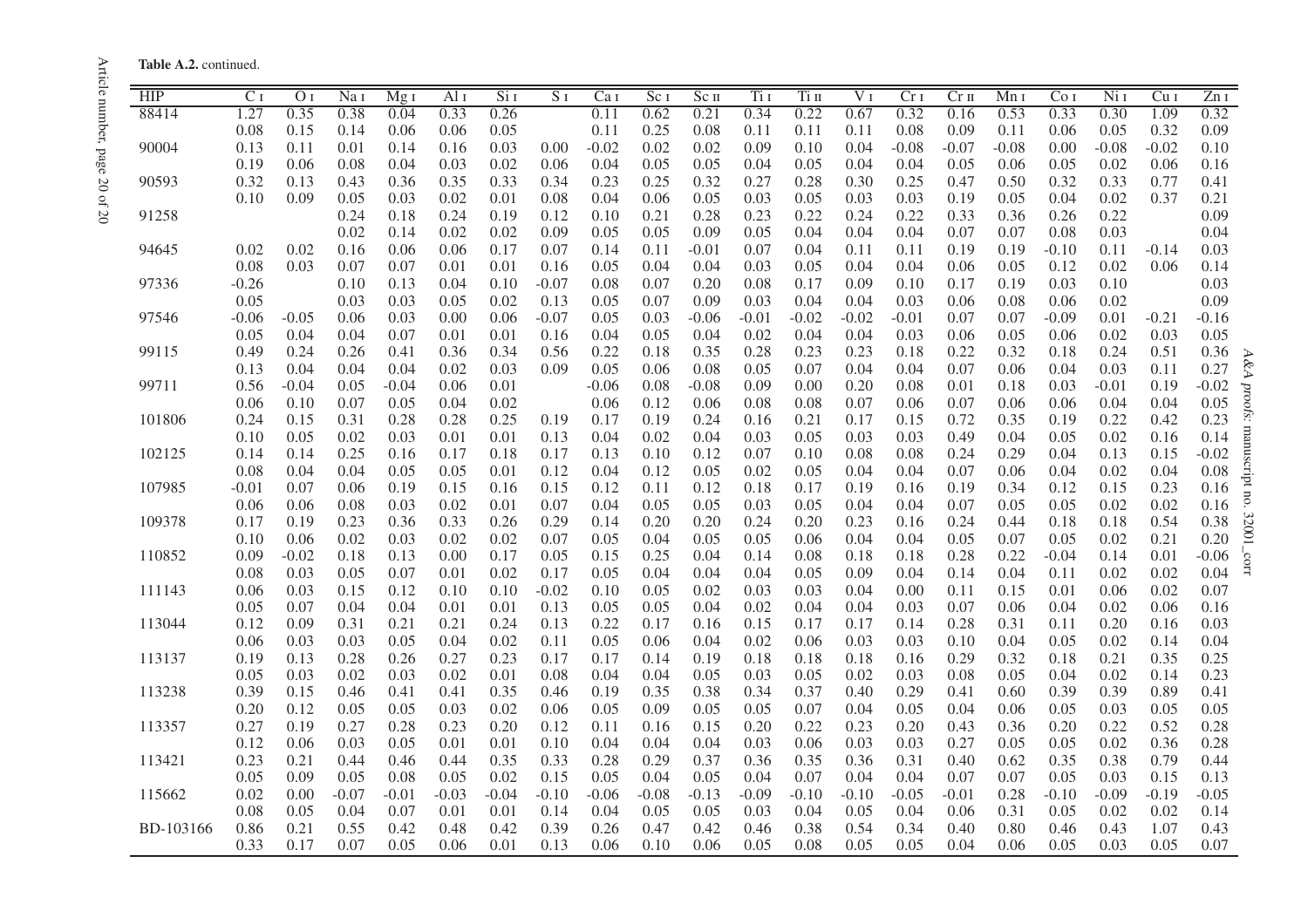**Table A.2.** continued.

| HIP | C I | O I | Na I | Mg I | Al I | Si I | S I | Ca I | Sc I | Sc II | Ti I | Ti II | V I | Cr I | Cr II | Mn I | Co I | Ni I | Cu I | Zn I |
|---|---|---|---|---|---|---|---|---|---|---|---|---|---|---|---|---|---|---|---|---|
| 88414 | 1.27 | 0.35 | 0.38 | 0.04 | 0.33 | 0.26 | | 0.11 | 0.62 | 0.21 | 0.34 | 0.22 | 0.67 | 0.32 | 0.16 | 0.53 | 0.33 | 0.30 | 1.09 | 0.32 |
| | 0.08 | 0.15 | 0.14 | 0.06 | 0.06 | 0.05 | | 0.11 | 0.25 | 0.08 | 0.11 | 0.11 | 0.11 | 0.08 | 0.09 | 0.11 | 0.06 | 0.05 | 0.32 | 0.09 |
| 90004 | 0.13 | 0.11 | 0.01 | 0.14 | 0.16 | 0.03 | 0.00 | -0.02 | 0.02 | 0.02 | 0.09 | 0.10 | 0.04 | -0.08 | -0.07 | -0.08 | 0.00 | -0.08 | -0.02 | 0.10 |
| | 0.19 | 0.06 | 0.08 | 0.04 | 0.03 | 0.02 | 0.06 | 0.04 | 0.05 | 0.05 | 0.04 | 0.05 | 0.04 | 0.04 | 0.05 | 0.06 | 0.05 | 0.02 | 0.06 | 0.16 |
| 90593 | 0.32 | 0.13 | 0.43 | 0.36 | 0.35 | 0.33 | 0.34 | 0.23 | 0.25 | 0.32 | 0.27 | 0.28 | 0.30 | 0.25 | 0.47 | 0.50 | 0.32 | 0.33 | 0.77 | 0.41 |
| | 0.10 | 0.09 | 0.05 | 0.03 | 0.02 | 0.01 | 0.08 | 0.04 | 0.06 | 0.05 | 0.03 | 0.05 | 0.03 | 0.03 | 0.19 | 0.05 | 0.04 | 0.02 | 0.37 | 0.21 |
| 91258 | | | 0.24 | 0.18 | 0.24 | 0.19 | 0.12 | 0.10 | 0.21 | 0.28 | 0.23 | 0.22 | 0.24 | 0.22 | 0.33 | 0.36 | 0.26 | 0.22 | | 0.09 |
| | | | 0.02 | 0.14 | 0.02 | 0.02 | 0.09 | 0.05 | 0.05 | 0.09 | 0.05 | 0.04 | 0.04 | 0.04 | 0.07 | 0.07 | 0.08 | 0.03 | | 0.04 |
| 94645 | 0.02 | 0.02 | 0.16 | 0.06 | 0.06 | 0.17 | 0.07 | 0.14 | 0.11 | -0.01 | 0.07 | 0.04 | 0.11 | 0.11 | 0.19 | 0.19 | -0.10 | 0.11 | -0.14 | 0.03 |
| | 0.08 | 0.03 | 0.07 | 0.07 | 0.01 | 0.01 | 0.16 | 0.05 | 0.04 | 0.04 | 0.03 | 0.05 | 0.04 | 0.04 | 0.06 | 0.05 | 0.12 | 0.02 | 0.06 | 0.14 |
| 97336 | -0.26 | | 0.10 | 0.13 | 0.04 | 0.10 | -0.07 | 0.08 | 0.07 | 0.20 | 0.08 | 0.17 | 0.09 | 0.10 | 0.17 | 0.19 | 0.03 | 0.10 | | 0.03 |
| | 0.05 | | 0.03 | 0.03 | 0.05 | 0.02 | 0.13 | 0.05 | 0.07 | 0.09 | 0.03 | 0.04 | 0.04 | 0.03 | 0.06 | 0.08 | 0.06 | 0.02 | | 0.09 |
| 97546 | -0.06 | -0.05 | 0.06 | 0.03 | 0.00 | 0.06 | -0.07 | 0.05 | 0.03 | -0.06 | -0.01 | -0.02 | -0.02 | -0.01 | 0.07 | 0.07 | -0.09 | 0.01 | -0.21 | -0.16 |
| | 0.05 | 0.04 | 0.04 | 0.07 | 0.01 | 0.01 | 0.16 | 0.04 | 0.05 | 0.04 | 0.02 | 0.04 | 0.04 | 0.03 | 0.06 | 0.05 | 0.06 | 0.02 | 0.03 | 0.05 |
| 99115 | 0.49 | 0.24 | 0.26 | 0.41 | 0.36 | 0.34 | 0.56 | 0.22 | 0.18 | 0.35 | 0.28 | 0.23 | 0.23 | 0.18 | 0.22 | 0.32 | 0.18 | 0.24 | 0.51 | 0.36 |
| | 0.13 | 0.04 | 0.04 | 0.04 | 0.02 | 0.03 | 0.09 | 0.05 | 0.06 | 0.08 | 0.05 | 0.07 | 0.04 | 0.04 | 0.07 | 0.06 | 0.04 | 0.03 | 0.11 | 0.27 |
| 99711 | 0.56 | -0.04 | 0.05 | -0.04 | 0.06 | 0.01 | | -0.06 | 0.08 | -0.08 | 0.09 | 0.00 | 0.20 | 0.08 | 0.01 | 0.18 | 0.03 | -0.01 | 0.19 | -0.02 |
| | 0.06 | 0.10 | 0.07 | 0.05 | 0.04 | 0.02 | | 0.06 | 0.12 | 0.06 | 0.08 | 0.08 | 0.07 | 0.06 | 0.07 | 0.06 | 0.06 | 0.04 | 0.04 | 0.05 |
| 101806 | 0.24 | 0.15 | 0.31 | 0.28 | 0.28 | 0.25 | 0.19 | 0.17 | 0.19 | 0.24 | 0.16 | 0.21 | 0.17 | 0.15 | 0.72 | 0.35 | 0.19 | 0.22 | 0.42 | 0.23 |
| | 0.10 | 0.05 | 0.02 | 0.03 | 0.01 | 0.01 | 0.13 | 0.04 | 0.02 | 0.04 | 0.03 | 0.05 | 0.03 | 0.03 | 0.49 | 0.04 | 0.05 | 0.02 | 0.16 | 0.14 |
| 102125 | 0.14 | 0.14 | 0.25 | 0.16 | 0.17 | 0.18 | 0.17 | 0.13 | 0.10 | 0.12 | 0.07 | 0.10 | 0.08 | 0.08 | 0.24 | 0.29 | 0.04 | 0.13 | 0.15 | -0.02 |
| | 0.08 | 0.04 | 0.04 | 0.05 | 0.05 | 0.01 | 0.12 | 0.04 | 0.12 | 0.05 | 0.02 | 0.05 | 0.04 | 0.04 | 0.07 | 0.06 | 0.04 | 0.02 | 0.04 | 0.08 |
| 107985 | -0.01 | 0.07 | 0.06 | 0.19 | 0.15 | 0.16 | 0.15 | 0.12 | 0.11 | 0.12 | 0.18 | 0.17 | 0.19 | 0.16 | 0.19 | 0.34 | 0.12 | 0.15 | 0.23 | 0.16 |
| | 0.06 | 0.06 | 0.08 | 0.03 | 0.02 | 0.01 | 0.07 | 0.04 | 0.05 | 0.05 | 0.03 | 0.05 | 0.04 | 0.04 | 0.07 | 0.05 | 0.05 | 0.02 | 0.02 | 0.16 |
| 109378 | 0.17 | 0.19 | 0.23 | 0.36 | 0.33 | 0.26 | 0.29 | 0.14 | 0.20 | 0.20 | 0.24 | 0.20 | 0.23 | 0.16 | 0.24 | 0.44 | 0.18 | 0.18 | 0.54 | 0.38 |
| | 0.10 | 0.06 | 0.02 | 0.03 | 0.02 | 0.02 | 0.07 | 0.05 | 0.04 | 0.05 | 0.05 | 0.06 | 0.04 | 0.04 | 0.05 | 0.07 | 0.05 | 0.02 | 0.21 | 0.20 |
| 110852 | 0.09 | -0.02 | 0.18 | 0.13 | 0.00 | 0.17 | 0.05 | 0.15 | 0.25 | 0.04 | 0.14 | 0.08 | 0.18 | 0.18 | 0.28 | 0.22 | -0.04 | 0.14 | 0.01 | -0.06 |
| | 0.08 | 0.03 | 0.05 | 0.07 | 0.01 | 0.02 | 0.17 | 0.05 | 0.04 | 0.04 | 0.04 | 0.05 | 0.09 | 0.04 | 0.14 | 0.04 | 0.11 | 0.02 | 0.02 | 0.04 |
| 111143 | 0.06 | 0.03 | 0.15 | 0.12 | 0.10 | 0.10 | -0.02 | 0.10 | 0.05 | 0.02 | 0.03 | 0.03 | 0.04 | 0.00 | 0.11 | 0.15 | 0.01 | 0.06 | 0.02 | 0.07 |
| | 0.05 | 0.07 | 0.04 | 0.04 | 0.01 | 0.01 | 0.13 | 0.05 | 0.05 | 0.04 | 0.02 | 0.04 | 0.04 | 0.03 | 0.07 | 0.06 | 0.04 | 0.02 | 0.06 | 0.16 |
| 113044 | 0.12 | 0.09 | 0.31 | 0.21 | 0.21 | 0.24 | 0.13 | 0.22 | 0.17 | 0.16 | 0.15 | 0.17 | 0.17 | 0.14 | 0.28 | 0.31 | 0.11 | 0.20 | 0.16 | 0.03 |
| | 0.06 | 0.03 | 0.03 | 0.05 | 0.04 | 0.02 | 0.11 | 0.05 | 0.06 | 0.04 | 0.02 | 0.06 | 0.03 | 0.03 | 0.10 | 0.04 | 0.05 | 0.02 | 0.14 | 0.04 |
| 113137 | 0.19 | 0.13 | 0.28 | 0.26 | 0.27 | 0.23 | 0.17 | 0.17 | 0.14 | 0.19 | 0.18 | 0.18 | 0.18 | 0.16 | 0.29 | 0.32 | 0.18 | 0.21 | 0.35 | 0.25 |
| | 0.05 | 0.03 | 0.02 | 0.03 | 0.02 | 0.01 | 0.08 | 0.04 | 0.04 | 0.05 | 0.03 | 0.05 | 0.02 | 0.03 | 0.08 | 0.05 | 0.04 | 0.02 | 0.14 | 0.23 |
| 113238 | 0.39 | 0.15 | 0.46 | 0.41 | 0.41 | 0.35 | 0.46 | 0.19 | 0.35 | 0.38 | 0.34 | 0.37 | 0.40 | 0.29 | 0.41 | 0.60 | 0.39 | 0.39 | 0.89 | 0.41 |
| | 0.20 | 0.12 | 0.05 | 0.05 | 0.03 | 0.02 | 0.06 | 0.05 | 0.09 | 0.05 | 0.05 | 0.07 | 0.04 | 0.05 | 0.04 | 0.06 | 0.05 | 0.03 | 0.05 | 0.05 |
| 113357 | 0.27 | 0.19 | 0.27 | 0.28 | 0.23 | 0.20 | 0.12 | 0.11 | 0.16 | 0.15 | 0.20 | 0.22 | 0.23 | 0.20 | 0.43 | 0.36 | 0.20 | 0.22 | 0.52 | 0.28 |
| | 0.12 | 0.06 | 0.03 | 0.05 | 0.01 | 0.01 | 0.10 | 0.04 | 0.04 | 0.04 | 0.03 | 0.06 | 0.03 | 0.03 | 0.27 | 0.05 | 0.05 | 0.02 | 0.36 | 0.28 |
| 113421 | 0.23 | 0.21 | 0.44 | 0.46 | 0.44 | 0.35 | 0.33 | 0.28 | 0.29 | 0.37 | 0.36 | 0.35 | 0.36 | 0.31 | 0.40 | 0.62 | 0.35 | 0.38 | 0.79 | 0.44 |
| | 0.05 | 0.09 | 0.05 | 0.08 | 0.05 | 0.02 | 0.15 | 0.05 | 0.04 | 0.05 | 0.04 | 0.07 | 0.04 | 0.04 | 0.07 | 0.07 | 0.05 | 0.03 | 0.15 | 0.13 |
| 115662 | 0.02 | 0.00 | -0.07 | -0.01 | -0.03 | -0.04 | -0.10 | -0.06 | -0.08 | -0.13 | -0.09 | -0.10 | -0.10 | -0.05 | -0.01 | 0.28 | -0.10 | -0.09 | -0.19 | -0.05 |
| | 0.08 | 0.05 | 0.04 | 0.07 | 0.01 | 0.01 | 0.14 | 0.04 | 0.05 | 0.05 | 0.03 | 0.04 | 0.05 | 0.04 | 0.06 | 0.31 | 0.05 | 0.02 | 0.02 | 0.14 |
| BD-103166 | 0.86 | 0.21 | 0.55 | 0.42 | 0.48 | 0.42 | 0.39 | 0.26 | 0.47 | 0.42 | 0.46 | 0.38 | 0.54 | 0.34 | 0.40 | 0.80 | 0.46 | 0.43 | 1.07 | 0.43 |
| | 0.33 | 0.17 | 0.07 | 0.05 | 0.06 | 0.01 | 0.13 | 0.06 | 0.10 | 0.06 | 0.05 | 0.08 | 0.05 | 0.05 | 0.04 | 0.06 | 0.05 | 0.03 | 0.05 | 0.07 |